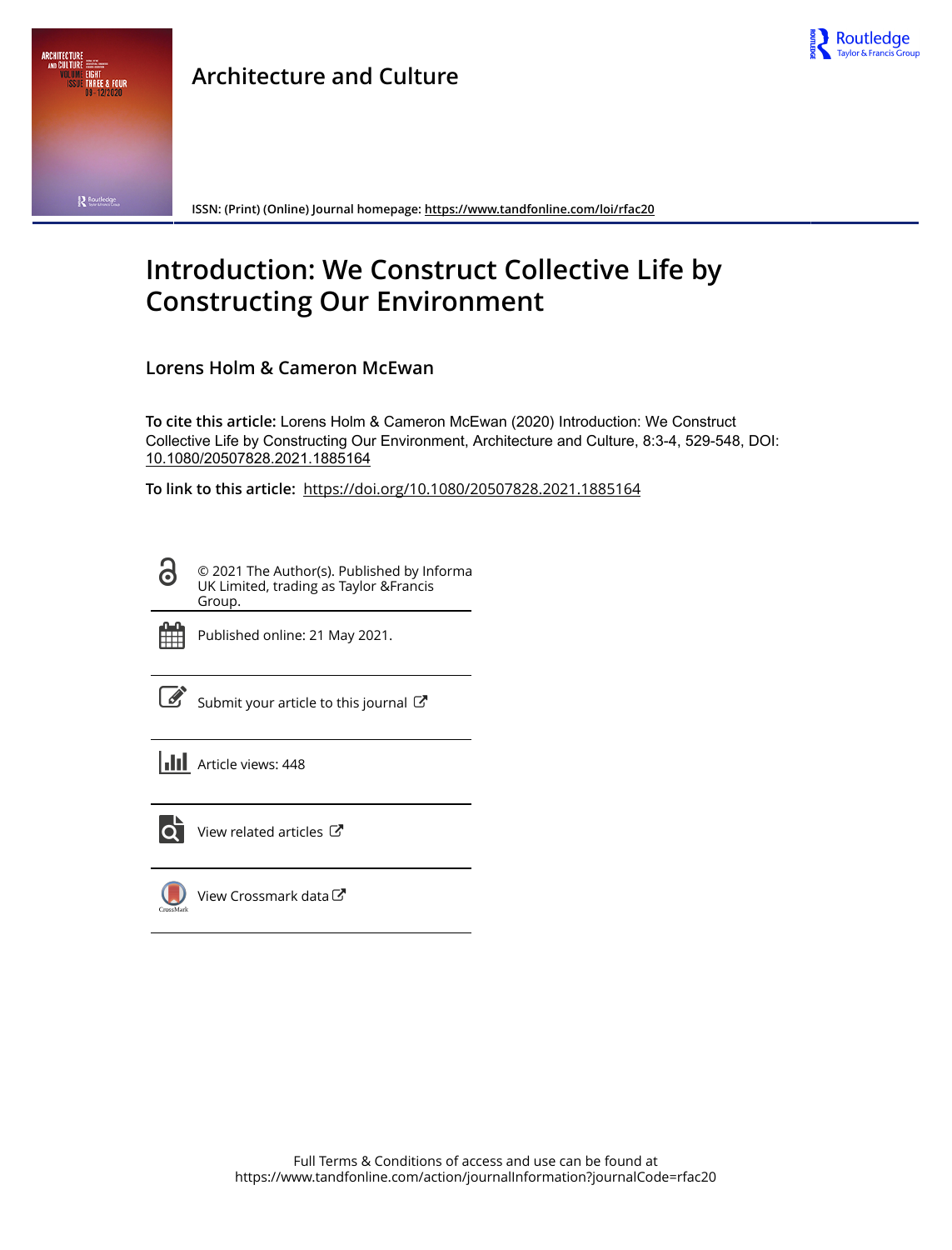Architecture and Culture

ISSN: (Print) (Online) Journal homepage: https://www.tandfonline.com/loi/rfac20

# Introduction: We Construct Collective Life by Constructing Our Environment

**Lorens Holm & Cameron McEwan**

**To cite this article:** Lorens Holm & Cameron McEwan (2020) Introduction: We Construct Collective Life by Constructing Our Environment, Architecture and Culture, 8:3-4, 529-548, DOI: 10.1080/20507828.2021.1885164

**To link to this article:** https://doi.org/10.1080/20507828.2021.1885164

© 2021 The Author(s). Published by Informa UK Limited, trading as Taylor &Francis Group.

Published online: 21 May 2021.

Submit your article to this journal

Article views: 448

View related articles

View Crossmark data

Full Terms & Conditions of access and use can be found at https://www.tandfonline.com/action/journalInformation?journalCode=rfac20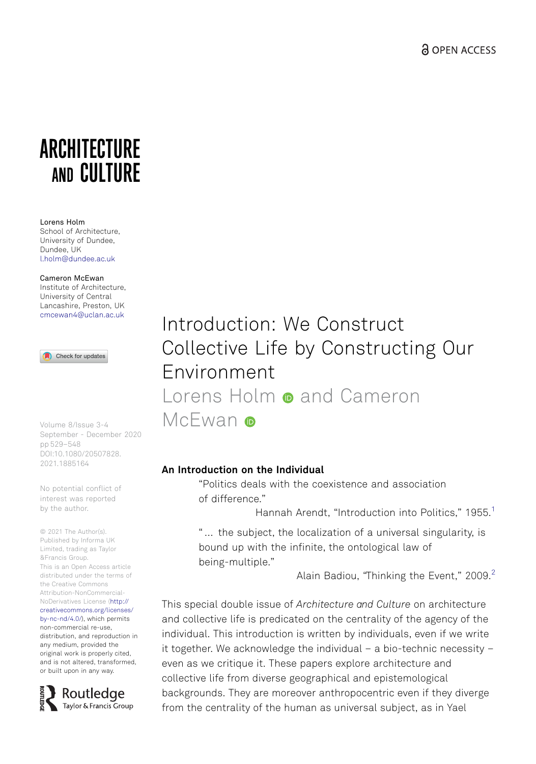ARCHITECTURE AND CULTURE

Lorens Holm
School of Architecture,
University of Dundee,
Dundee, UK
l.holm@dundee.ac.uk

Cameron McEwan
Institute of Architecture,
University of Central
Lancashire, Preston, UK
cmcewan4@uclan.ac.uk

Volume 8/Issue 3-4
September - December 2020
pp 529–548
DOI:10.1080/20507828.2021.1885164

No potential conflict of interest was reported by the author.

© 2021 The Author(s). Published by Informa UK Limited, trading as Taylor &Francis Group.
This is an Open Access article distributed under the terms of the Creative Commons Attribution-NonCommercial-NoDerivatives License (http://creativecommons.org/licenses/by-nc-nd/4.0/), which permits non-commercial re-use, distribution, and reproduction in any medium, provided the original work is properly cited, and is not altered, transformed, or built upon in any way.

# Introduction: We Construct Collective Life by Constructing Our Environment

Lorens Holm and Cameron McEwan

## An Introduction on the Individual

"Politics deals with the coexistence and association of difference."

Hannah Arendt, "Introduction into Politics," 1955.[1]

"… the subject, the localization of a universal singularity, is bound up with the infinite, the ontological law of being-multiple."

Alain Badiou, "Thinking the Event," 2009.[2]

This special double issue of *Architecture and Culture* on architecture and collective life is predicated on the centrality of the agency of the individual. This introduction is written by individuals, even if we write it together. We acknowledge the individual – a bio-technic necessity – even as we critique it. These papers explore architecture and collective life from diverse geographical and epistemological backgrounds. They are moreover anthropocentric even if they diverge from the centrality of the human as universal subject, as in Yael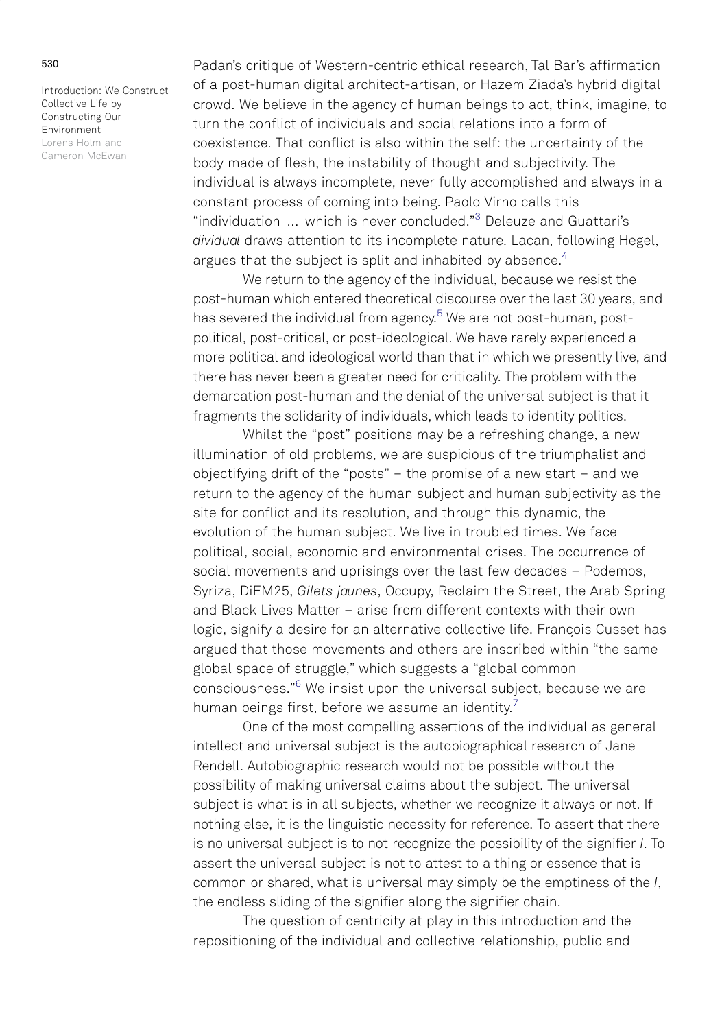Padan's critique of Western-centric ethical research, Tal Bar's affirmation of a post-human digital architect-artisan, or Hazem Ziada's hybrid digital crowd. We believe in the agency of human beings to act, think, imagine, to turn the conflict of individuals and social relations into a form of coexistence. That conflict is also within the self: the uncertainty of the body made of flesh, the instability of thought and subjectivity. The individual is always incomplete, never fully accomplished and always in a constant process of coming into being. Paolo Virno calls this "individuation ... which is never concluded."[3] Deleuze and Guattari's *dividual* draws attention to its incomplete nature. Lacan, following Hegel, argues that the subject is split and inhabited by absence.[4]

We return to the agency of the individual, because we resist the post-human which entered theoretical discourse over the last 30 years, and has severed the individual from agency.[5] We are not post-human, post-political, post-critical, or post-ideological. We have rarely experienced a more political and ideological world than that in which we presently live, and there has never been a greater need for criticality. The problem with the demarcation post-human and the denial of the universal subject is that it fragments the solidarity of individuals, which leads to identity politics.

Whilst the "post" positions may be a refreshing change, a new illumination of old problems, we are suspicious of the triumphalist and objectifying drift of the "posts" – the promise of a new start – and we return to the agency of the human subject and human subjectivity as the site for conflict and its resolution, and through this dynamic, the evolution of the human subject. We live in troubled times. We face political, social, economic and environmental crises. The occurrence of social movements and uprisings over the last few decades – Podemos, Syriza, DiEM25, *Gilets jaunes*, Occupy, Reclaim the Street, the Arab Spring and Black Lives Matter – arise from different contexts with their own logic, signify a desire for an alternative collective life. François Cusset has argued that those movements and others are inscribed within "the same global space of struggle," which suggests a "global common consciousness."[6] We insist upon the universal subject, because we are human beings first, before we assume an identity.[7]

One of the most compelling assertions of the individual as general intellect and universal subject is the autobiographical research of Jane Rendell. Autobiographic research would not be possible without the possibility of making universal claims about the subject. The universal subject is what is in all subjects, whether we recognize it always or not. If nothing else, it is the linguistic necessity for reference. To assert that there is no universal subject is to not recognize the possibility of the signifier *I*. To assert the universal subject is not to attest to a thing or essence that is common or shared, what is universal may simply be the emptiness of the *I*, the endless sliding of the signifier along the signifier chain.

The question of centricity at play in this introduction and the repositioning of the individual and collective relationship, public and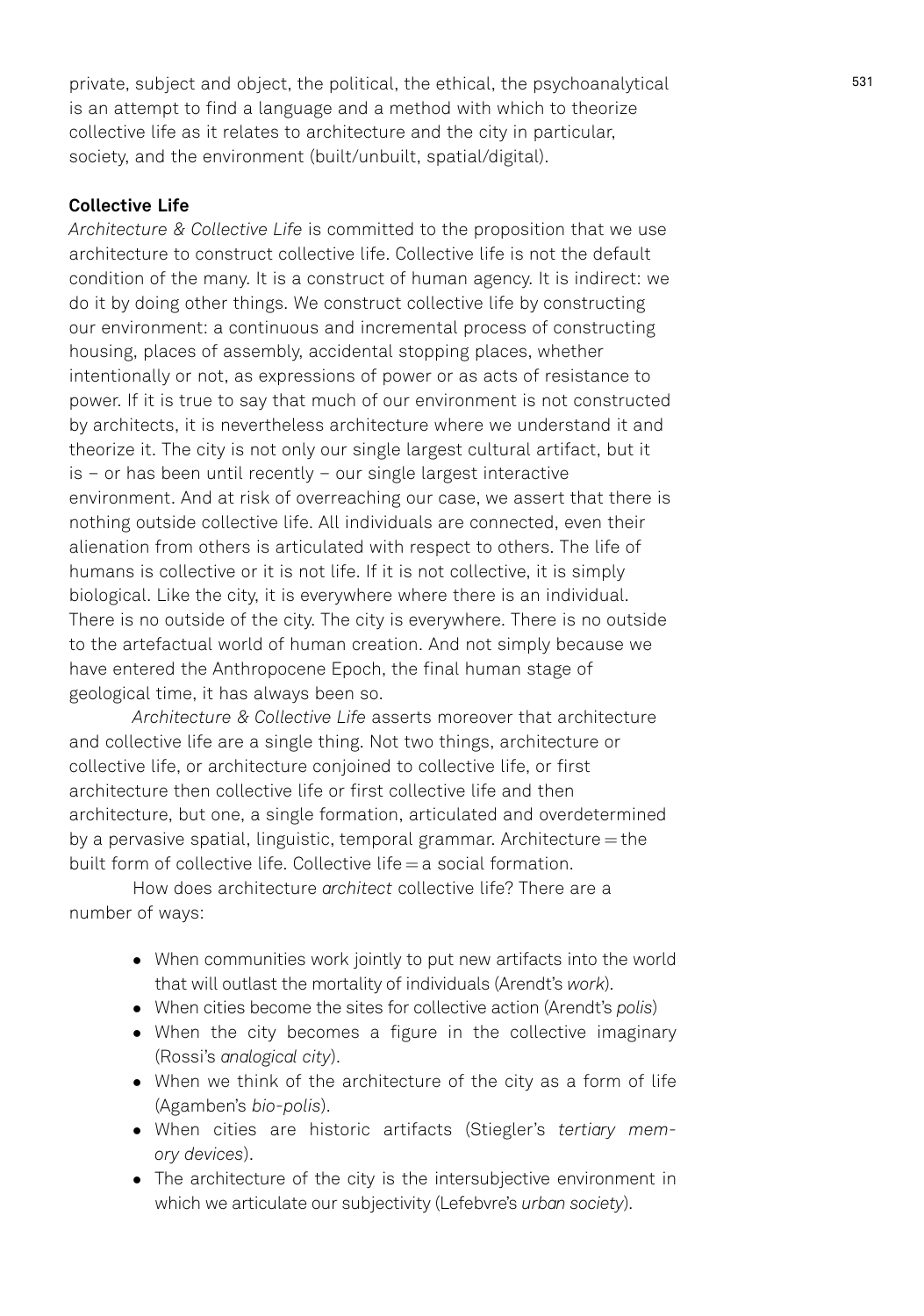private, subject and object, the political, the ethical, the psychoanalytical is an attempt to find a language and a method with which to theorize collective life as it relates to architecture and the city in particular, society, and the environment (built/unbuilt, spatial/digital).

## Collective Life

*Architecture & Collective Life* is committed to the proposition that we use architecture to construct collective life. Collective life is not the default condition of the many. It is a construct of human agency. It is indirect: we do it by doing other things. We construct collective life by constructing our environment: a continuous and incremental process of constructing housing, places of assembly, accidental stopping places, whether intentionally or not, as expressions of power or as acts of resistance to power. If it is true to say that much of our environment is not constructed by architects, it is nevertheless architecture where we understand it and theorize it. The city is not only our single largest cultural artifact, but it is – or has been until recently – our single largest interactive environment. And at risk of overreaching our case, we assert that there is nothing outside collective life. All individuals are connected, even their alienation from others is articulated with respect to others. The life of humans is collective or it is not life. If it is not collective, it is simply biological. Like the city, it is everywhere where there is an individual. There is no outside of the city. The city is everywhere. There is no outside to the artefactual world of human creation. And not simply because we have entered the Anthropocene Epoch, the final human stage of geological time, it has always been so.

*Architecture & Collective Life* asserts moreover that architecture and collective life are a single thing. Not two things, architecture or collective life, or architecture conjoined to collective life, or first architecture then collective life or first collective life and then architecture, but one, a single formation, articulated and overdetermined by a pervasive spatial, linguistic, temporal grammar. Architecture = the built form of collective life. Collective life = a social formation.

How does architecture *architect* collective life? There are a number of ways:

- When communities work jointly to put new artifacts into the world that will outlast the mortality of individuals (Arendt's *work*).
- When cities become the sites for collective action (Arendt's *polis*)
- When the city becomes a figure in the collective imaginary (Rossi's *analogical city*).
- When we think of the architecture of the city as a form of life (Agamben's *bio-polis*).
- When cities are historic artifacts (Stiegler's *tertiary memory devices*).
- The architecture of the city is the intersubjective environment in which we articulate our subjectivity (Lefebvre's *urban society*).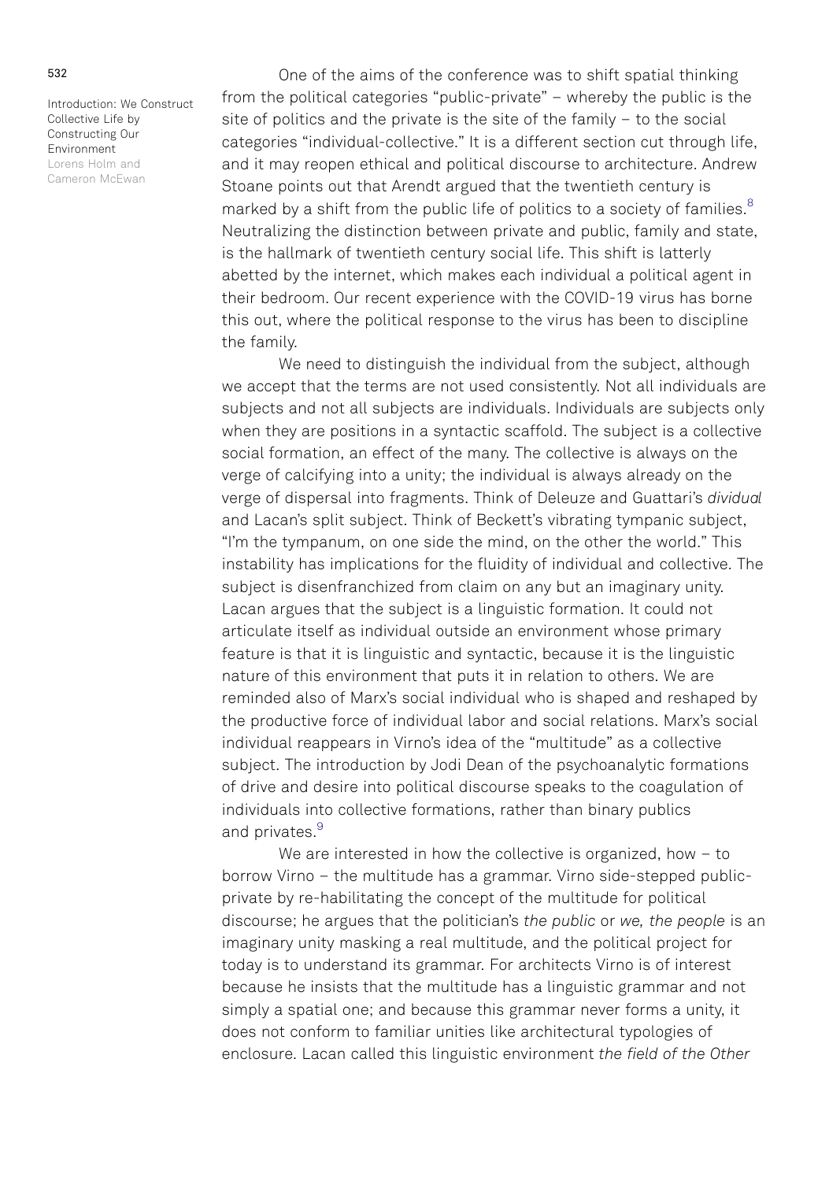One of the aims of the conference was to shift spatial thinking from the political categories "public-private" – whereby the public is the site of politics and the private is the site of the family – to the social categories "individual-collective." It is a different section cut through life, and it may reopen ethical and political discourse to architecture. Andrew Stoane points out that Arendt argued that the twentieth century is marked by a shift from the public life of politics to a society of families.[8] Neutralizing the distinction between private and public, family and state, is the hallmark of twentieth century social life. This shift is latterly abetted by the internet, which makes each individual a political agent in their bedroom. Our recent experience with the COVID-19 virus has borne this out, where the political response to the virus has been to discipline the family.

We need to distinguish the individual from the subject, although we accept that the terms are not used consistently. Not all individuals are subjects and not all subjects are individuals. Individuals are subjects only when they are positions in a syntactic scaffold. The subject is a collective social formation, an effect of the many. The collective is always on the verge of calcifying into a unity; the individual is always already on the verge of dispersal into fragments. Think of Deleuze and Guattari's *dividual* and Lacan's split subject. Think of Beckett's vibrating tympanic subject, "I'm the tympanum, on one side the mind, on the other the world." This instability has implications for the fluidity of individual and collective. The subject is disenfranchized from claim on any but an imaginary unity. Lacan argues that the subject is a linguistic formation. It could not articulate itself as individual outside an environment whose primary feature is that it is linguistic and syntactic, because it is the linguistic nature of this environment that puts it in relation to others. We are reminded also of Marx's social individual who is shaped and reshaped by the productive force of individual labor and social relations. Marx's social individual reappears in Virno's idea of the "multitude" as a collective subject. The introduction by Jodi Dean of the psychoanalytic formations of drive and desire into political discourse speaks to the coagulation of individuals into collective formations, rather than binary publics and privates.[9]

We are interested in how the collective is organized, how – to borrow Virno – the multitude has a grammar. Virno side-stepped public-private by re-habilitating the concept of the multitude for political discourse; he argues that the politician's *the public* or *we, the people* is an imaginary unity masking a real multitude, and the political project for today is to understand its grammar. For architects Virno is of interest because he insists that the multitude has a linguistic grammar and not simply a spatial one; and because this grammar never forms a unity, it does not conform to familiar unities like architectural typologies of enclosure. Lacan called this linguistic environment *the field of the Other*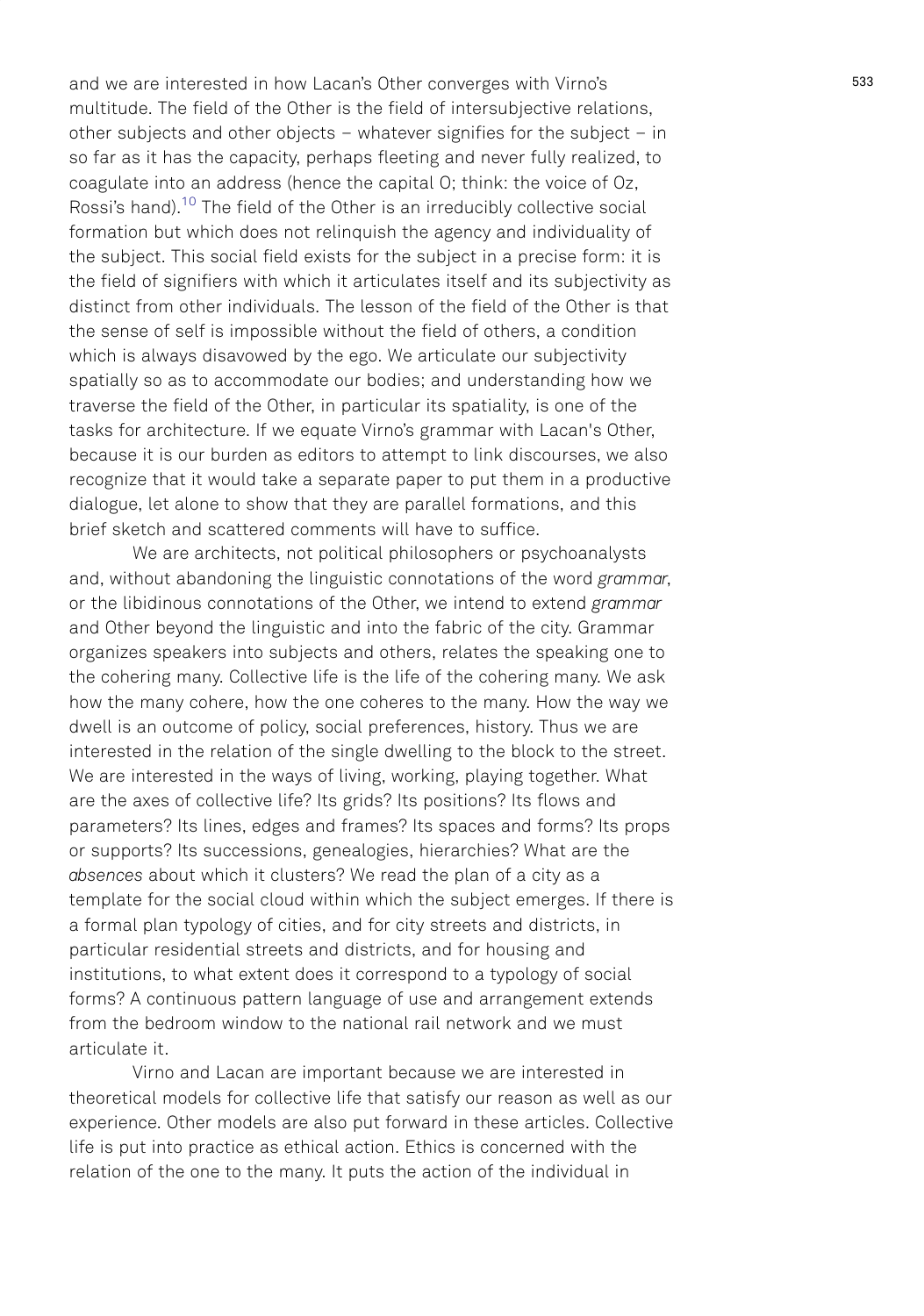and we are interested in how Lacan's Other converges with Virno's multitude. The field of the Other is the field of intersubjective relations, other subjects and other objects – whatever signifies for the subject – in so far as it has the capacity, perhaps fleeting and never fully realized, to coagulate into an address (hence the capital O; think: the voice of Oz, Rossi's hand).[10] The field of the Other is an irreducibly collective social formation but which does not relinquish the agency and individuality of the subject. This social field exists for the subject in a precise form: it is the field of signifiers with which it articulates itself and its subjectivity as distinct from other individuals. The lesson of the field of the Other is that the sense of self is impossible without the field of others, a condition which is always disavowed by the ego. We articulate our subjectivity spatially so as to accommodate our bodies; and understanding how we traverse the field of the Other, in particular its spatiality, is one of the tasks for architecture. If we equate Virno's grammar with Lacan's Other, because it is our burden as editors to attempt to link discourses, we also recognize that it would take a separate paper to put them in a productive dialogue, let alone to show that they are parallel formations, and this brief sketch and scattered comments will have to suffice.

We are architects, not political philosophers or psychoanalysts and, without abandoning the linguistic connotations of the word *grammar*, or the libidinous connotations of the Other, we intend to extend *grammar* and Other beyond the linguistic and into the fabric of the city. Grammar organizes speakers into subjects and others, relates the speaking one to the cohering many. Collective life is the life of the cohering many. We ask how the many cohere, how the one coheres to the many. How the way we dwell is an outcome of policy, social preferences, history. Thus we are interested in the relation of the single dwelling to the block to the street. We are interested in the ways of living, working, playing together. What are the axes of collective life? Its grids? Its positions? Its flows and parameters? Its lines, edges and frames? Its spaces and forms? Its props or supports? Its successions, genealogies, hierarchies? What are the *absences* about which it clusters? We read the plan of a city as a template for the social cloud within which the subject emerges. If there is a formal plan typology of cities, and for city streets and districts, in particular residential streets and districts, and for housing and institutions, to what extent does it correspond to a typology of social forms? A continuous pattern language of use and arrangement extends from the bedroom window to the national rail network and we must articulate it.

Virno and Lacan are important because we are interested in theoretical models for collective life that satisfy our reason as well as our experience. Other models are also put forward in these articles. Collective life is put into practice as ethical action. Ethics is concerned with the relation of the one to the many. It puts the action of the individual in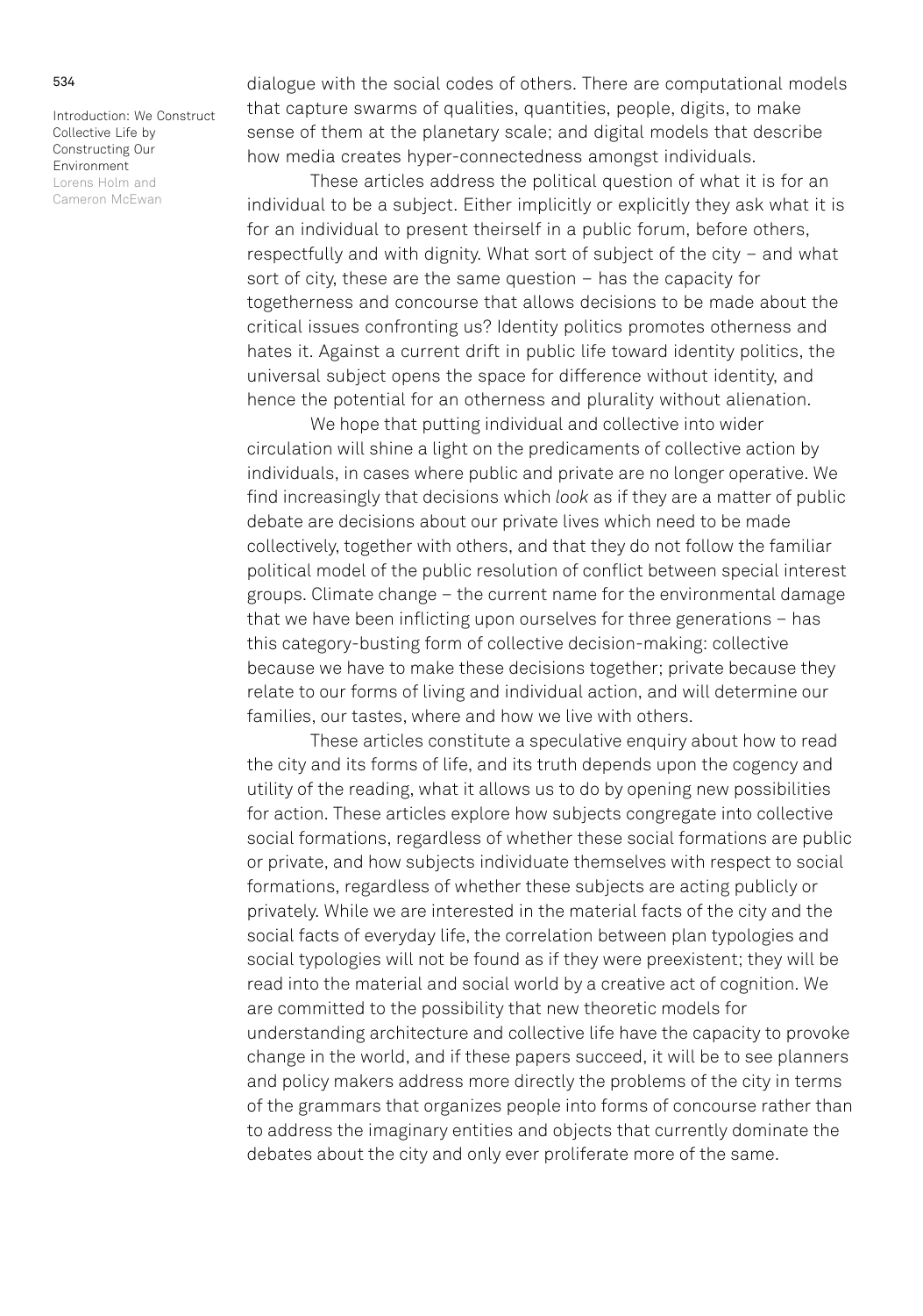dialogue with the social codes of others. There are computational models that capture swarms of qualities, quantities, people, digits, to make sense of them at the planetary scale; and digital models that describe how media creates hyper-connectedness amongst individuals.

These articles address the political question of what it is for an individual to be a subject. Either implicitly or explicitly they ask what it is for an individual to present theirself in a public forum, before others, respectfully and with dignity. What sort of subject of the city – and what sort of city, these are the same question – has the capacity for togetherness and concourse that allows decisions to be made about the critical issues confronting us? Identity politics promotes otherness and hates it. Against a current drift in public life toward identity politics, the universal subject opens the space for difference without identity, and hence the potential for an otherness and plurality without alienation.

We hope that putting individual and collective into wider circulation will shine a light on the predicaments of collective action by individuals, in cases where public and private are no longer operative. We find increasingly that decisions which *look* as if they are a matter of public debate are decisions about our private lives which need to be made collectively, together with others, and that they do not follow the familiar political model of the public resolution of conflict between special interest groups. Climate change – the current name for the environmental damage that we have been inflicting upon ourselves for three generations – has this category-busting form of collective decision-making: collective because we have to make these decisions together; private because they relate to our forms of living and individual action, and will determine our families, our tastes, where and how we live with others.

These articles constitute a speculative enquiry about how to read the city and its forms of life, and its truth depends upon the cogency and utility of the reading, what it allows us to do by opening new possibilities for action. These articles explore how subjects congregate into collective social formations, regardless of whether these social formations are public or private, and how subjects individuate themselves with respect to social formations, regardless of whether these subjects are acting publicly or privately. While we are interested in the material facts of the city and the social facts of everyday life, the correlation between plan typologies and social typologies will not be found as if they were preexistent; they will be read into the material and social world by a creative act of cognition. We are committed to the possibility that new theoretic models for understanding architecture and collective life have the capacity to provoke change in the world, and if these papers succeed, it will be to see planners and policy makers address more directly the problems of the city in terms of the grammars that organizes people into forms of concourse rather than to address the imaginary entities and objects that currently dominate the debates about the city and only ever proliferate more of the same.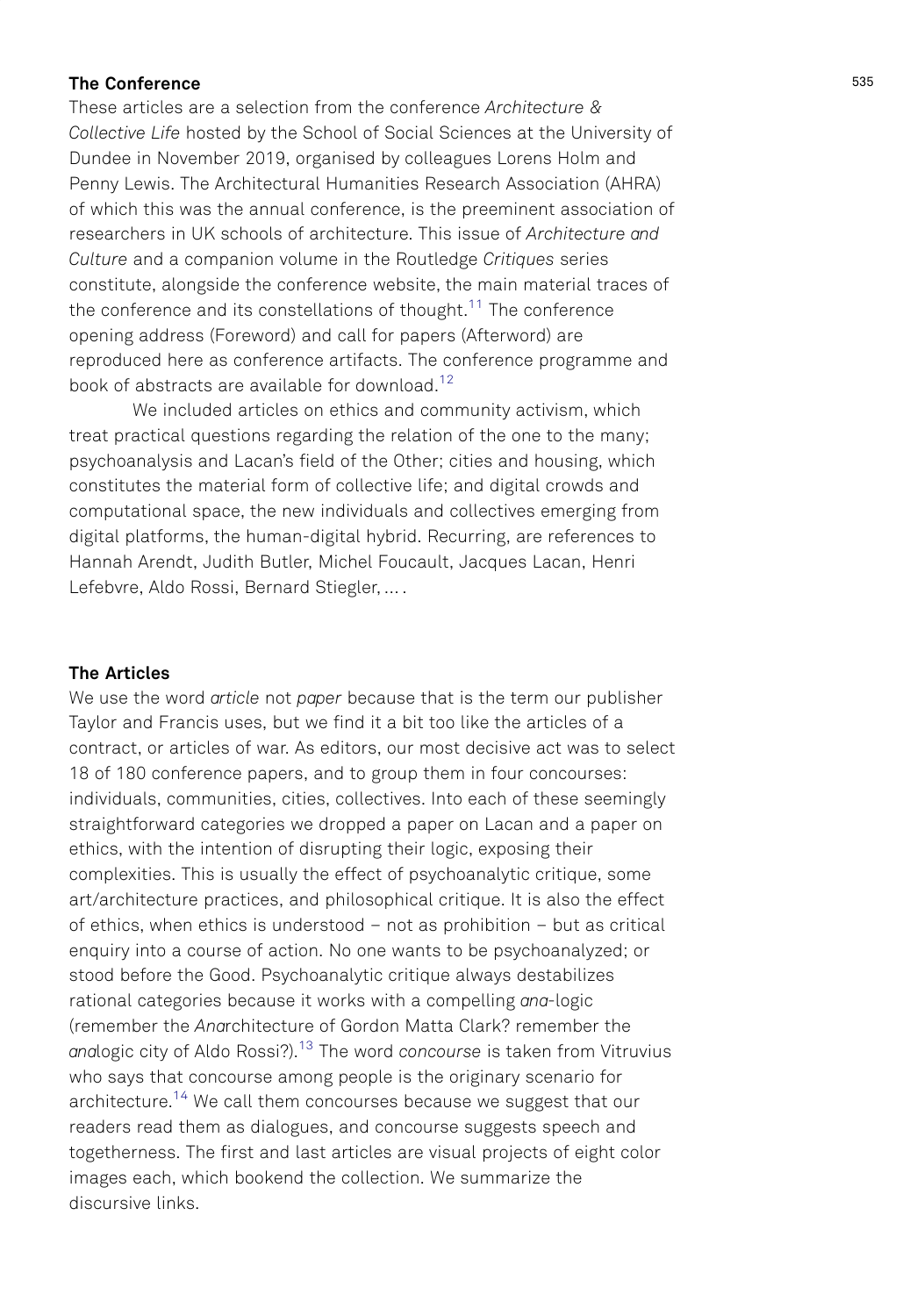## The Conference

These articles are a selection from the conference *Architecture & Collective Life* hosted by the School of Social Sciences at the University of Dundee in November 2019, organised by colleagues Lorens Holm and Penny Lewis. The Architectural Humanities Research Association (AHRA) of which this was the annual conference, is the preeminent association of researchers in UK schools of architecture. This issue of *Architecture and Culture* and a companion volume in the Routledge *Critiques* series constitute, alongside the conference website, the main material traces of the conference and its constellations of thought.[11] The conference opening address (Foreword) and call for papers (Afterword) are reproduced here as conference artifacts. The conference programme and book of abstracts are available for download.[12]

We included articles on ethics and community activism, which treat practical questions regarding the relation of the one to the many; psychoanalysis and Lacan's field of the Other; cities and housing, which constitutes the material form of collective life; and digital crowds and computational space, the new individuals and collectives emerging from digital platforms, the human-digital hybrid. Recurring, are references to Hannah Arendt, Judith Butler, Michel Foucault, Jacques Lacan, Henri Lefebvre, Aldo Rossi, Bernard Stiegler, … .

## The Articles

We use the word *article* not *paper* because that is the term our publisher Taylor and Francis uses, but we find it a bit too like the articles of a contract, or articles of war. As editors, our most decisive act was to select 18 of 180 conference papers, and to group them in four concourses: individuals, communities, cities, collectives. Into each of these seemingly straightforward categories we dropped a paper on Lacan and a paper on ethics, with the intention of disrupting their logic, exposing their complexities. This is usually the effect of psychoanalytic critique, some art/architecture practices, and philosophical critique. It is also the effect of ethics, when ethics is understood – not as prohibition – but as critical enquiry into a course of action. No one wants to be psychoanalyzed; or stood before the Good. Psychoanalytic critique always destabilizes rational categories because it works with a compelling *ana*-logic (remember the *Ana*rchitecture of Gordon Matta Clark? remember the *ana*logic city of Aldo Rossi?).[13] The word *concourse* is taken from Vitruvius who says that concourse among people is the originary scenario for architecture.[14] We call them concourses because we suggest that our readers read them as dialogues, and concourse suggests speech and togetherness. The first and last articles are visual projects of eight color images each, which bookend the collection. We summarize the discursive links.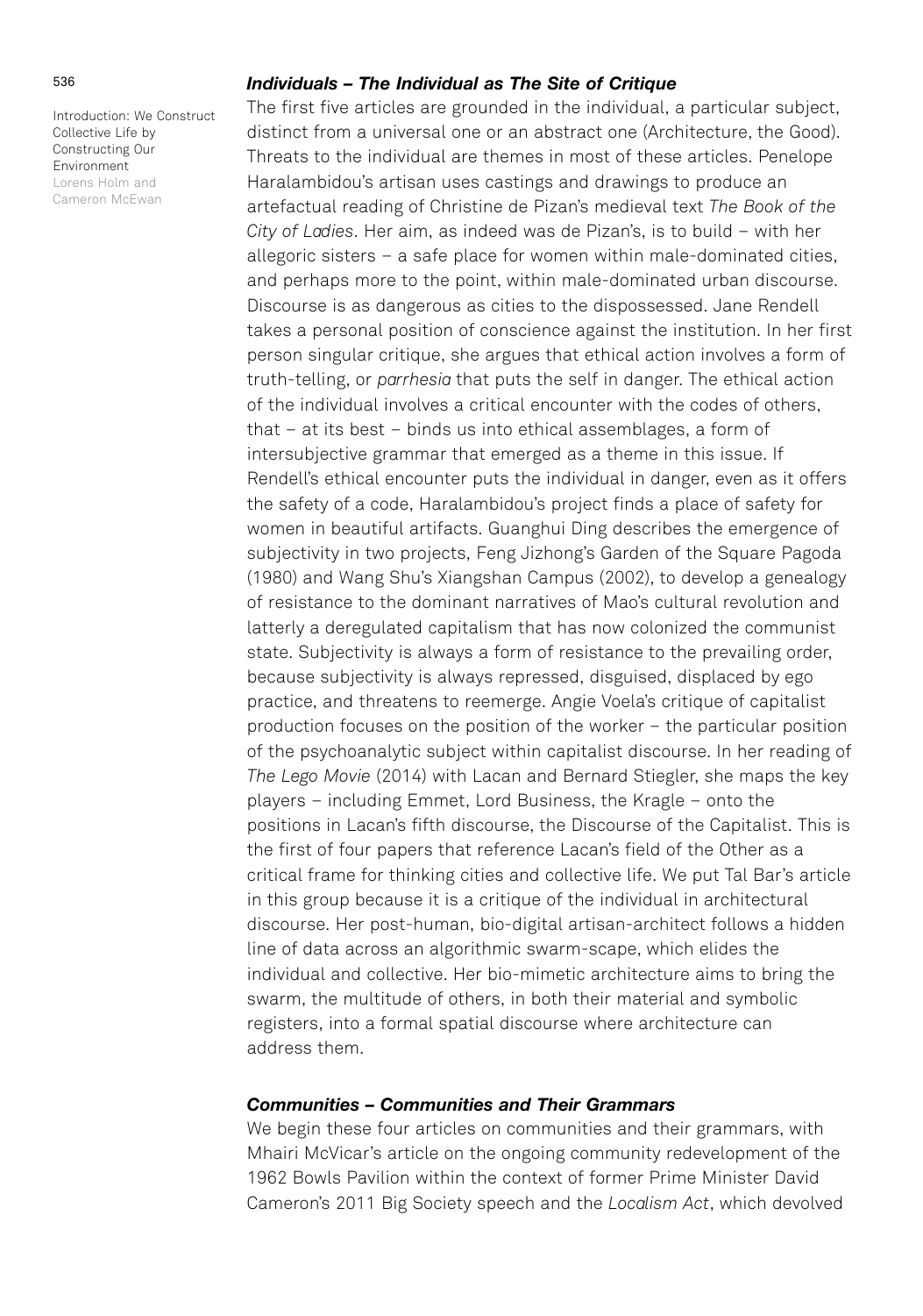### *Individuals – The Individual as The Site of Critique*

The first five articles are grounded in the individual, a particular subject, distinct from a universal one or an abstract one (Architecture, the Good). Threats to the individual are themes in most of these articles. Penelope Haralambidou's artisan uses castings and drawings to produce an artefactual reading of Christine de Pizan's medieval text *The Book of the City of Ladies*. Her aim, as indeed was de Pizan's, is to build – with her allegoric sisters – a safe place for women within male-dominated cities, and perhaps more to the point, within male-dominated urban discourse. Discourse is as dangerous as cities to the dispossessed. Jane Rendell takes a personal position of conscience against the institution. In her first person singular critique, she argues that ethical action involves a form of truth-telling, or *parrhesia* that puts the self in danger. The ethical action of the individual involves a critical encounter with the codes of others, that – at its best – binds us into ethical assemblages, a form of intersubjective grammar that emerged as a theme in this issue. If Rendell's ethical encounter puts the individual in danger, even as it offers the safety of a code, Haralambidou's project finds a place of safety for women in beautiful artifacts. Guanghui Ding describes the emergence of subjectivity in two projects, Feng Jizhong's Garden of the Square Pagoda (1980) and Wang Shu's Xiangshan Campus (2002), to develop a genealogy of resistance to the dominant narratives of Mao's cultural revolution and latterly a deregulated capitalism that has now colonized the communist state. Subjectivity is always a form of resistance to the prevailing order, because subjectivity is always repressed, disguised, displaced by ego practice, and threatens to reemerge. Angie Voela's critique of capitalist production focuses on the position of the worker – the particular position of the psychoanalytic subject within capitalist discourse. In her reading of *The Lego Movie* (2014) with Lacan and Bernard Stiegler, she maps the key players – including Emmet, Lord Business, the Kragle – onto the positions in Lacan's fifth discourse, the Discourse of the Capitalist. This is the first of four papers that reference Lacan's field of the Other as a critical frame for thinking cities and collective life. We put Tal Bar's article in this group because it is a critique of the individual in architectural discourse. Her post-human, bio-digital artisan-architect follows a hidden line of data across an algorithmic swarm-scape, which elides the individual and collective. Her bio-mimetic architecture aims to bring the swarm, the multitude of others, in both their material and symbolic registers, into a formal spatial discourse where architecture can address them.

### *Communities – Communities and Their Grammars*

We begin these four articles on communities and their grammars, with Mhairi McVicar's article on the ongoing community redevelopment of the 1962 Bowls Pavilion within the context of former Prime Minister David Cameron's 2011 Big Society speech and the *Localism Act*, which devolved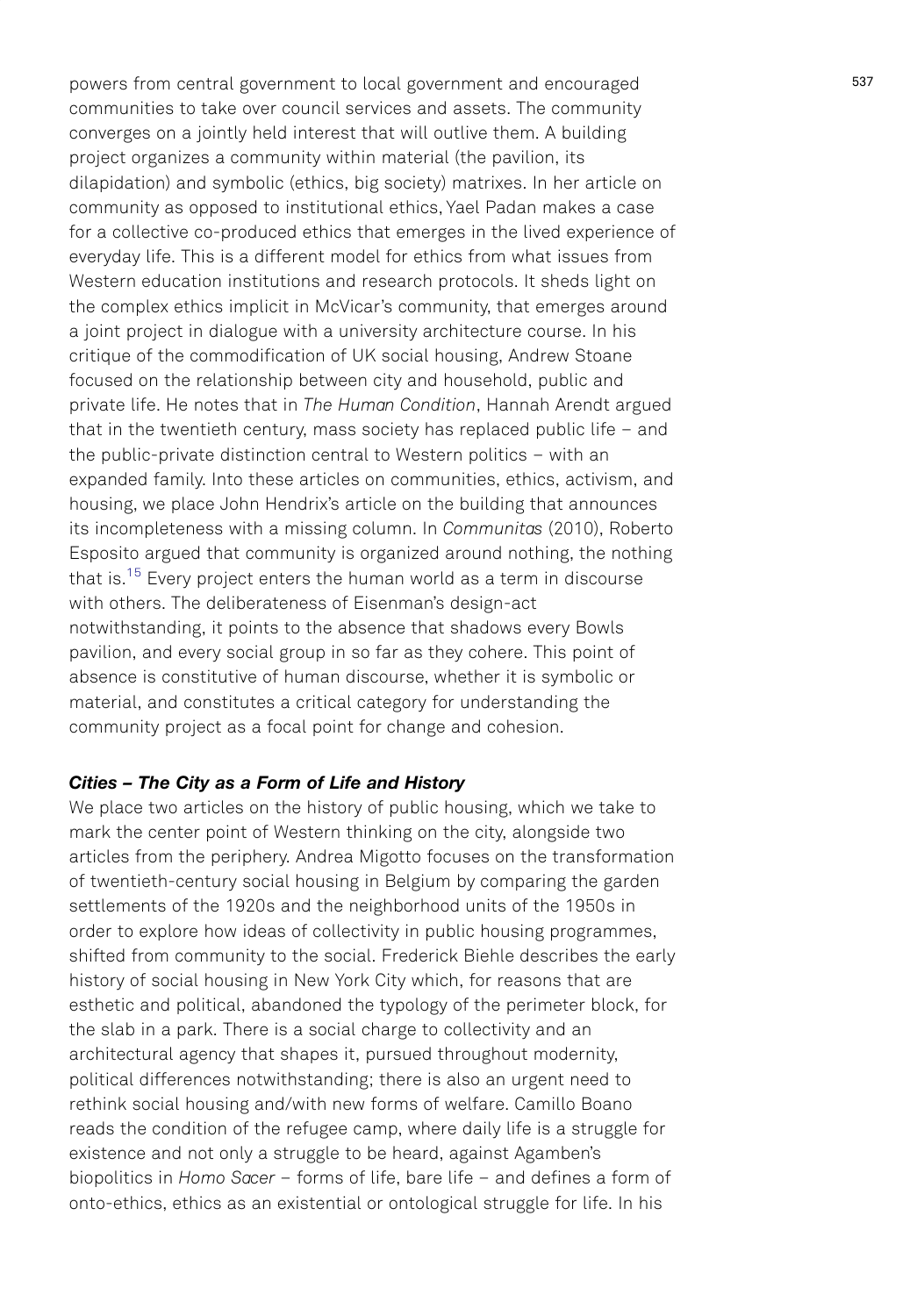powers from central government to local government and encouraged communities to take over council services and assets. The community converges on a jointly held interest that will outlive them. A building project organizes a community within material (the pavilion, its dilapidation) and symbolic (ethics, big society) matrixes. In her article on community as opposed to institutional ethics, Yael Padan makes a case for a collective co-produced ethics that emerges in the lived experience of everyday life. This is a different model for ethics from what issues from Western education institutions and research protocols. It sheds light on the complex ethics implicit in McVicar's community, that emerges around a joint project in dialogue with a university architecture course. In his critique of the commodification of UK social housing, Andrew Stoane focused on the relationship between city and household, public and private life. He notes that in *The Human Condition*, Hannah Arendt argued that in the twentieth century, mass society has replaced public life – and the public-private distinction central to Western politics – with an expanded family. Into these articles on communities, ethics, activism, and housing, we place John Hendrix's article on the building that announces its incompleteness with a missing column. In *Communitas* (2010), Roberto Esposito argued that community is organized around nothing, the nothing that is.[15] Every project enters the human world as a term in discourse with others. The deliberateness of Eisenman's design-act notwithstanding, it points to the absence that shadows every Bowls pavilion, and every social group in so far as they cohere. This point of absence is constitutive of human discourse, whether it is symbolic or material, and constitutes a critical category for understanding the community project as a focal point for change and cohesion.

### *Cities – The City as a Form of Life and History*

We place two articles on the history of public housing, which we take to mark the center point of Western thinking on the city, alongside two articles from the periphery. Andrea Migotto focuses on the transformation of twentieth-century social housing in Belgium by comparing the garden settlements of the 1920s and the neighborhood units of the 1950s in order to explore how ideas of collectivity in public housing programmes, shifted from community to the social. Frederick Biehle describes the early history of social housing in New York City which, for reasons that are esthetic and political, abandoned the typology of the perimeter block, for the slab in a park. There is a social charge to collectivity and an architectural agency that shapes it, pursued throughout modernity, political differences notwithstanding; there is also an urgent need to rethink social housing and/with new forms of welfare. Camillo Boano reads the condition of the refugee camp, where daily life is a struggle for existence and not only a struggle to be heard, against Agamben's biopolitics in *Homo Sacer* – forms of life, bare life – and defines a form of onto-ethics, ethics as an existential or ontological struggle for life. In his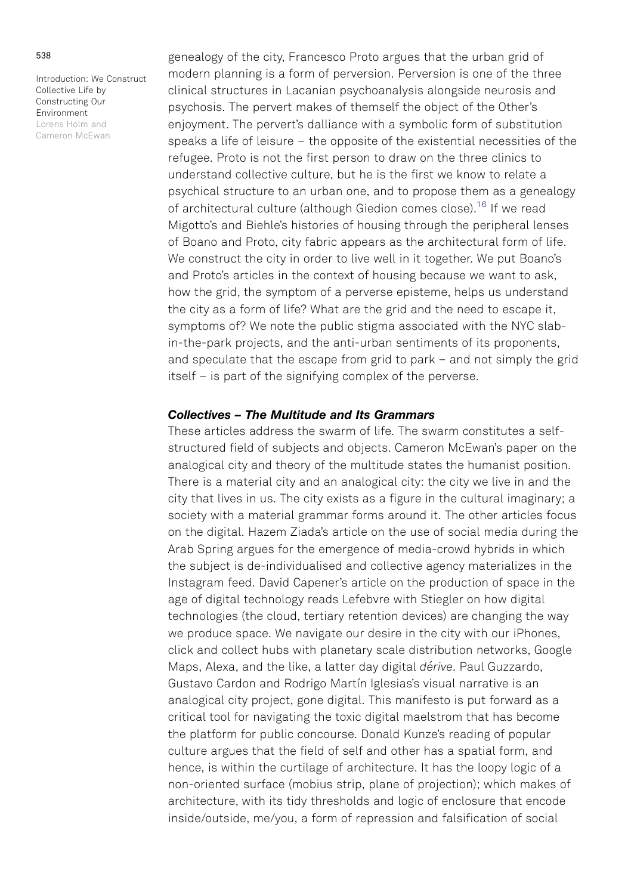genealogy of the city, Francesco Proto argues that the urban grid of modern planning is a form of perversion. Perversion is one of the three clinical structures in Lacanian psychoanalysis alongside neurosis and psychosis. The pervert makes of themself the object of the Other's enjoyment. The pervert's dalliance with a symbolic form of substitution speaks a life of leisure – the opposite of the existential necessities of the refugee. Proto is not the first person to draw on the three clinics to understand collective culture, but he is the first we know to relate a psychical structure to an urban one, and to propose them as a genealogy of architectural culture (although Giedion comes close).[16] If we read Migotto's and Biehle's histories of housing through the peripheral lenses of Boano and Proto, city fabric appears as the architectural form of life. We construct the city in order to live well in it together. We put Boano's and Proto's articles in the context of housing because we want to ask, how the grid, the symptom of a perverse episteme, helps us understand the city as a form of life? What are the grid and the need to escape it, symptoms of? We note the public stigma associated with the NYC slab-in-the-park projects, and the anti-urban sentiments of its proponents, and speculate that the escape from grid to park – and not simply the grid itself – is part of the signifying complex of the perverse.

### *Collectives – The Multitude and Its Grammars*

These articles address the swarm of life. The swarm constitutes a self-structured field of subjects and objects. Cameron McEwan's paper on the analogical city and theory of the multitude states the humanist position. There is a material city and an analogical city: the city we live in and the city that lives in us. The city exists as a figure in the cultural imaginary; a society with a material grammar forms around it. The other articles focus on the digital. Hazem Ziada's article on the use of social media during the Arab Spring argues for the emergence of media-crowd hybrids in which the subject is de-individualised and collective agency materializes in the Instagram feed. David Capener's article on the production of space in the age of digital technology reads Lefebvre with Stiegler on how digital technologies (the cloud, tertiary retention devices) are changing the way we produce space. We navigate our desire in the city with our iPhones, click and collect hubs with planetary scale distribution networks, Google Maps, Alexa, and the like, a latter day digital *dérive*. Paul Guzzardo, Gustavo Cardon and Rodrigo Martín Iglesias's visual narrative is an analogical city project, gone digital. This manifesto is put forward as a critical tool for navigating the toxic digital maelstrom that has become the platform for public concourse. Donald Kunze's reading of popular culture argues that the field of self and other has a spatial form, and hence, is within the curtilage of architecture. It has the loopy logic of a non-oriented surface (mobius strip, plane of projection); which makes of architecture, with its tidy thresholds and logic of enclosure that encode inside/outside, me/you, a form of repression and falsification of social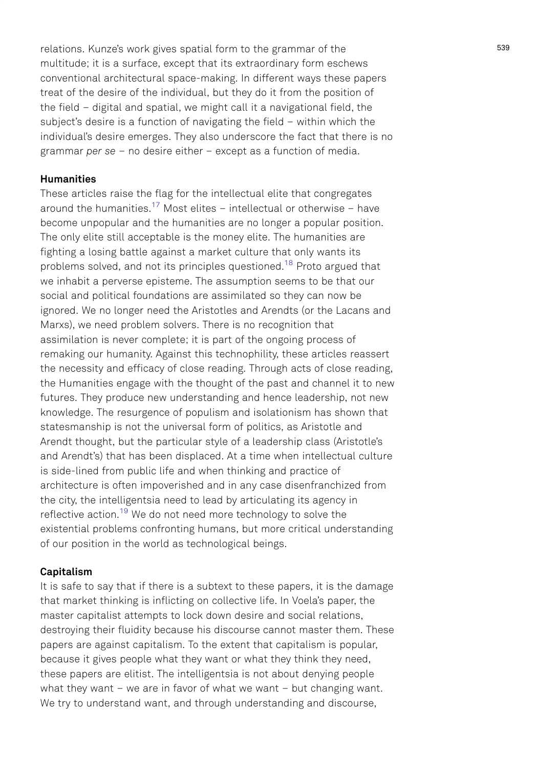relations. Kunze's work gives spatial form to the grammar of the multitude; it is a surface, except that its extraordinary form eschews conventional architectural space-making. In different ways these papers treat of the desire of the individual, but they do it from the position of the field – digital and spatial, we might call it a navigational field, the subject's desire is a function of navigating the field – within which the individual's desire emerges. They also underscore the fact that there is no grammar *per se* – no desire either – except as a function of media.

**Humanities**

These articles raise the flag for the intellectual elite that congregates around the humanities.[17] Most elites – intellectual or otherwise – have become unpopular and the humanities are no longer a popular position. The only elite still acceptable is the money elite. The humanities are fighting a losing battle against a market culture that only wants its problems solved, and not its principles questioned.[18] Proto argued that we inhabit a perverse episteme. The assumption seems to be that our social and political foundations are assimilated so they can now be ignored. We no longer need the Aristotles and Arendts (or the Lacans and Marxs), we need problem solvers. There is no recognition that assimilation is never complete; it is part of the ongoing process of remaking our humanity. Against this technophility, these articles reassert the necessity and efficacy of close reading. Through acts of close reading, the Humanities engage with the thought of the past and channel it to new futures. They produce new understanding and hence leadership, not new knowledge. The resurgence of populism and isolationism has shown that statesmanship is not the universal form of politics, as Aristotle and Arendt thought, but the particular style of a leadership class (Aristotle's and Arendt's) that has been displaced. At a time when intellectual culture is side-lined from public life and when thinking and practice of architecture is often impoverished and in any case disenfranchized from the city, the intelligentsia need to lead by articulating its agency in reflective action.[19] We do not need more technology to solve the existential problems confronting humans, but more critical understanding of our position in the world as technological beings.

**Capitalism**

It is safe to say that if there is a subtext to these papers, it is the damage that market thinking is inflicting on collective life. In Voela's paper, the master capitalist attempts to lock down desire and social relations, destroying their fluidity because his discourse cannot master them. These papers are against capitalism. To the extent that capitalism is popular, because it gives people what they want or what they think they need, these papers are elitist. The intelligentsia is not about denying people what they want – we are in favor of what we want – but changing want. We try to understand want, and through understanding and discourse,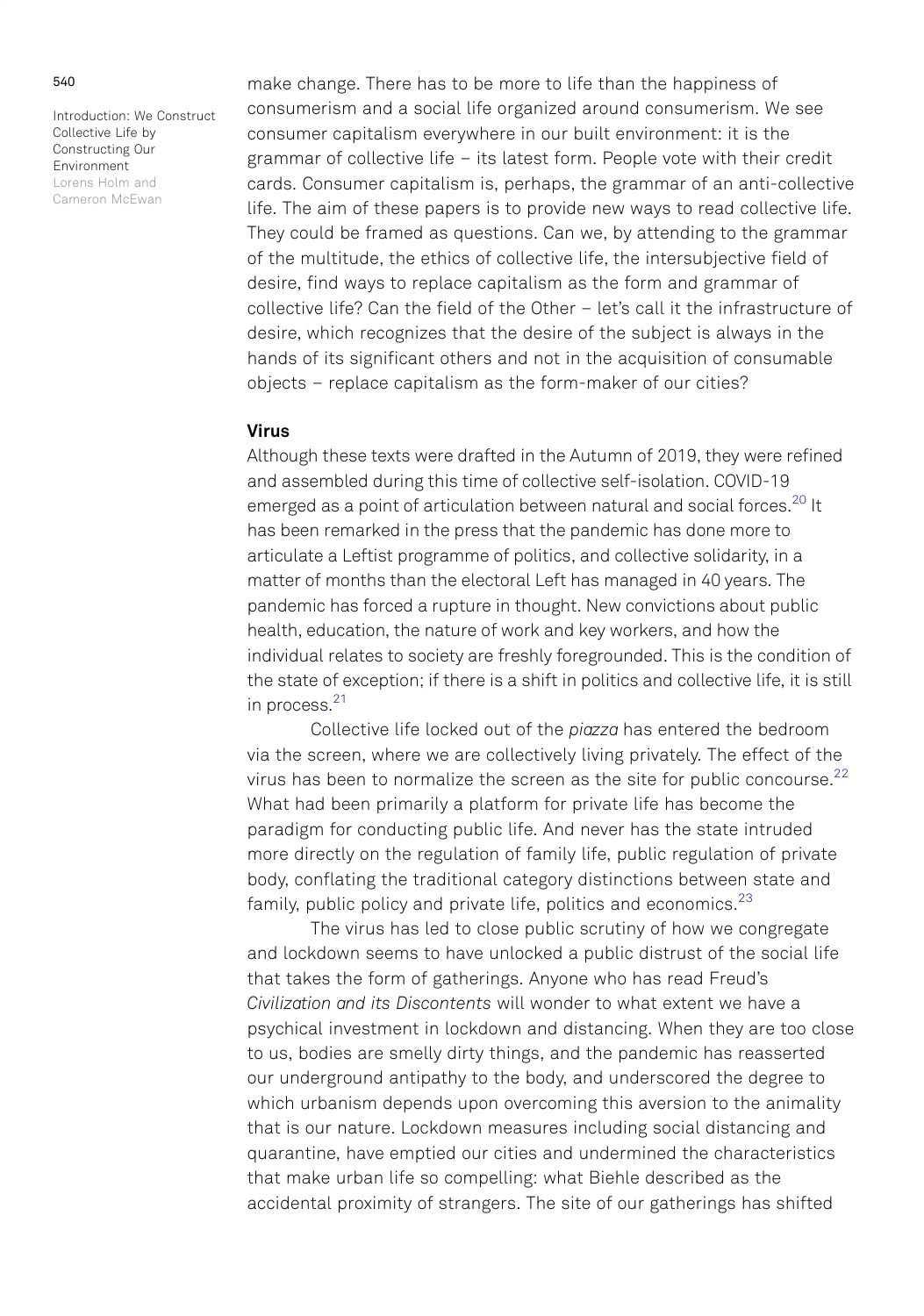make change. There has to be more to life than the happiness of consumerism and a social life organized around consumerism. We see consumer capitalism everywhere in our built environment: it is the grammar of collective life – its latest form. People vote with their credit cards. Consumer capitalism is, perhaps, the grammar of an anti-collective life. The aim of these papers is to provide new ways to read collective life. They could be framed as questions. Can we, by attending to the grammar of the multitude, the ethics of collective life, the intersubjective field of desire, find ways to replace capitalism as the form and grammar of collective life? Can the field of the Other – let's call it the infrastructure of desire, which recognizes that the desire of the subject is always in the hands of its significant others and not in the acquisition of consumable objects – replace capitalism as the form-maker of our cities?

### Virus

Although these texts were drafted in the Autumn of 2019, they were refined and assembled during this time of collective self-isolation. COVID-19 emerged as a point of articulation between natural and social forces.[20] It has been remarked in the press that the pandemic has done more to articulate a Leftist programme of politics, and collective solidarity, in a matter of months than the electoral Left has managed in 40 years. The pandemic has forced a rupture in thought. New convictions about public health, education, the nature of work and key workers, and how the individual relates to society are freshly foregrounded. This is the condition of the state of exception; if there is a shift in politics and collective life, it is still in process.[21]

Collective life locked out of the *piazza* has entered the bedroom via the screen, where we are collectively living privately. The effect of the virus has been to normalize the screen as the site for public concourse.[22] What had been primarily a platform for private life has become the paradigm for conducting public life. And never has the state intruded more directly on the regulation of family life, public regulation of private body, conflating the traditional category distinctions between state and family, public policy and private life, politics and economics.[23]

The virus has led to close public scrutiny of how we congregate and lockdown seems to have unlocked a public distrust of the social life that takes the form of gatherings. Anyone who has read Freud's *Civilization and its Discontents* will wonder to what extent we have a psychical investment in lockdown and distancing. When they are too close to us, bodies are smelly dirty things, and the pandemic has reasserted our underground antipathy to the body, and underscored the degree to which urbanism depends upon overcoming this aversion to the animality that is our nature. Lockdown measures including social distancing and quarantine, have emptied our cities and undermined the characteristics that make urban life so compelling: what Biehle described as the accidental proximity of strangers. The site of our gatherings has shifted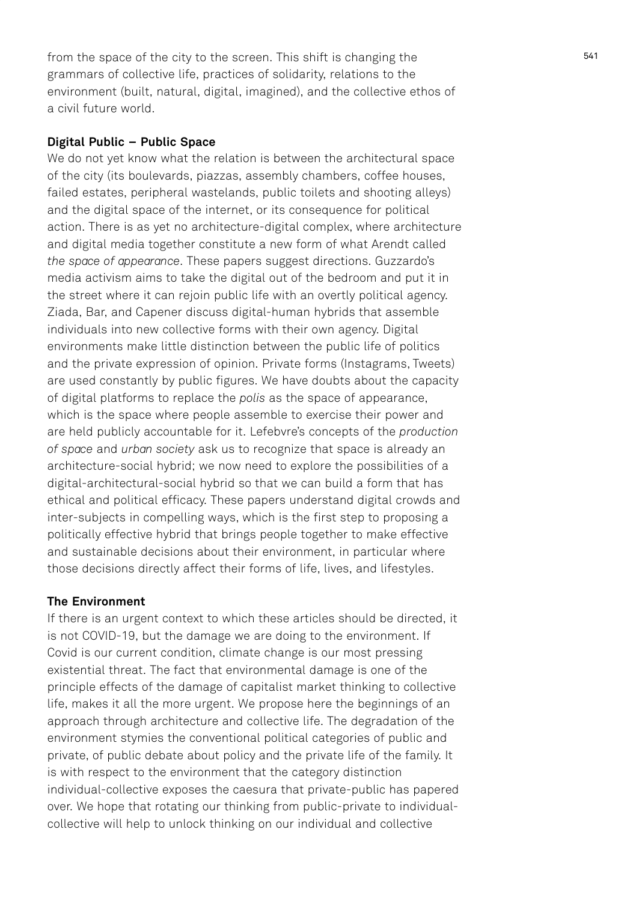from the space of the city to the screen. This shift is changing the grammars of collective life, practices of solidarity, relations to the environment (built, natural, digital, imagined), and the collective ethos of a civil future world.

### Digital Public – Public Space

We do not yet know what the relation is between the architectural space of the city (its boulevards, piazzas, assembly chambers, coffee houses, failed estates, peripheral wastelands, public toilets and shooting alleys) and the digital space of the internet, or its consequence for political action. There is as yet no architecture-digital complex, where architecture and digital media together constitute a new form of what Arendt called *the space of appearance*. These papers suggest directions. Guzzardo's media activism aims to take the digital out of the bedroom and put it in the street where it can rejoin public life with an overtly political agency. Ziada, Bar, and Capener discuss digital-human hybrids that assemble individuals into new collective forms with their own agency. Digital environments make little distinction between the public life of politics and the private expression of opinion. Private forms (Instagrams, Tweets) are used constantly by public figures. We have doubts about the capacity of digital platforms to replace the *polis* as the space of appearance, which is the space where people assemble to exercise their power and are held publicly accountable for it. Lefebvre's concepts of the *production of space* and *urban society* ask us to recognize that space is already an architecture-social hybrid; we now need to explore the possibilities of a digital-architectural-social hybrid so that we can build a form that has ethical and political efficacy. These papers understand digital crowds and inter-subjects in compelling ways, which is the first step to proposing a politically effective hybrid that brings people together to make effective and sustainable decisions about their environment, in particular where those decisions directly affect their forms of life, lives, and lifestyles.

### The Environment

If there is an urgent context to which these articles should be directed, it is not COVID-19, but the damage we are doing to the environment. If Covid is our current condition, climate change is our most pressing existential threat. The fact that environmental damage is one of the principle effects of the damage of capitalist market thinking to collective life, makes it all the more urgent. We propose here the beginnings of an approach through architecture and collective life. The degradation of the environment stymies the conventional political categories of public and private, of public debate about policy and the private life of the family. It is with respect to the environment that the category distinction individual-collective exposes the caesura that private-public has papered over. We hope that rotating our thinking from public-private to individual-collective will help to unlock thinking on our individual and collective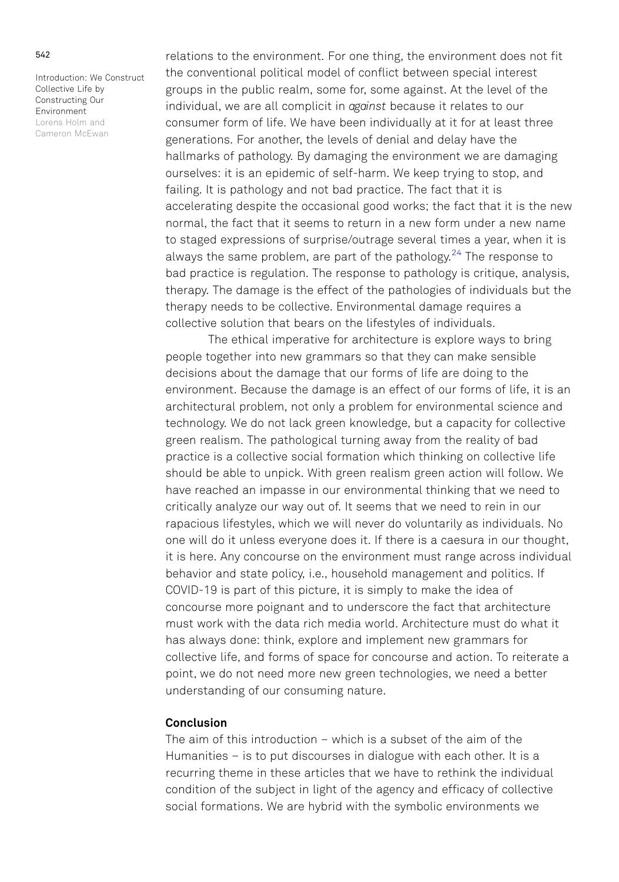relations to the environment. For one thing, the environment does not fit the conventional political model of conflict between special interest groups in the public realm, some for, some against. At the level of the individual, we are all complicit in *against* because it relates to our consumer form of life. We have been individually at it for at least three generations. For another, the levels of denial and delay have the hallmarks of pathology. By damaging the environment we are damaging ourselves: it is an epidemic of self-harm. We keep trying to stop, and failing. It is pathology and not bad practice. The fact that it is accelerating despite the occasional good works; the fact that it is the new normal, the fact that it seems to return in a new form under a new name to staged expressions of surprise/outrage several times a year, when it is always the same problem, are part of the pathology.[24] The response to bad practice is regulation. The response to pathology is critique, analysis, therapy. The damage is the effect of the pathologies of individuals but the therapy needs to be collective. Environmental damage requires a collective solution that bears on the lifestyles of individuals.

The ethical imperative for architecture is explore ways to bring people together into new grammars so that they can make sensible decisions about the damage that our forms of life are doing to the environment. Because the damage is an effect of our forms of life, it is an architectural problem, not only a problem for environmental science and technology. We do not lack green knowledge, but a capacity for collective green realism. The pathological turning away from the reality of bad practice is a collective social formation which thinking on collective life should be able to unpick. With green realism green action will follow. We have reached an impasse in our environmental thinking that we need to critically analyze our way out of. It seems that we need to rein in our rapacious lifestyles, which we will never do voluntarily as individuals. No one will do it unless everyone does it. If there is a caesura in our thought, it is here. Any concourse on the environment must range across individual behavior and state policy, i.e., household management and politics. If COVID-19 is part of this picture, it is simply to make the idea of concourse more poignant and to underscore the fact that architecture must work with the data rich media world. Architecture must do what it has always done: think, explore and implement new grammars for collective life, and forms of space for concourse and action. To reiterate a point, we do not need more new green technologies, we need a better understanding of our consuming nature.

## Conclusion

The aim of this introduction – which is a subset of the aim of the Humanities – is to put discourses in dialogue with each other. It is a recurring theme in these articles that we have to rethink the individual condition of the subject in light of the agency and efficacy of collective social formations. We are hybrid with the symbolic environments we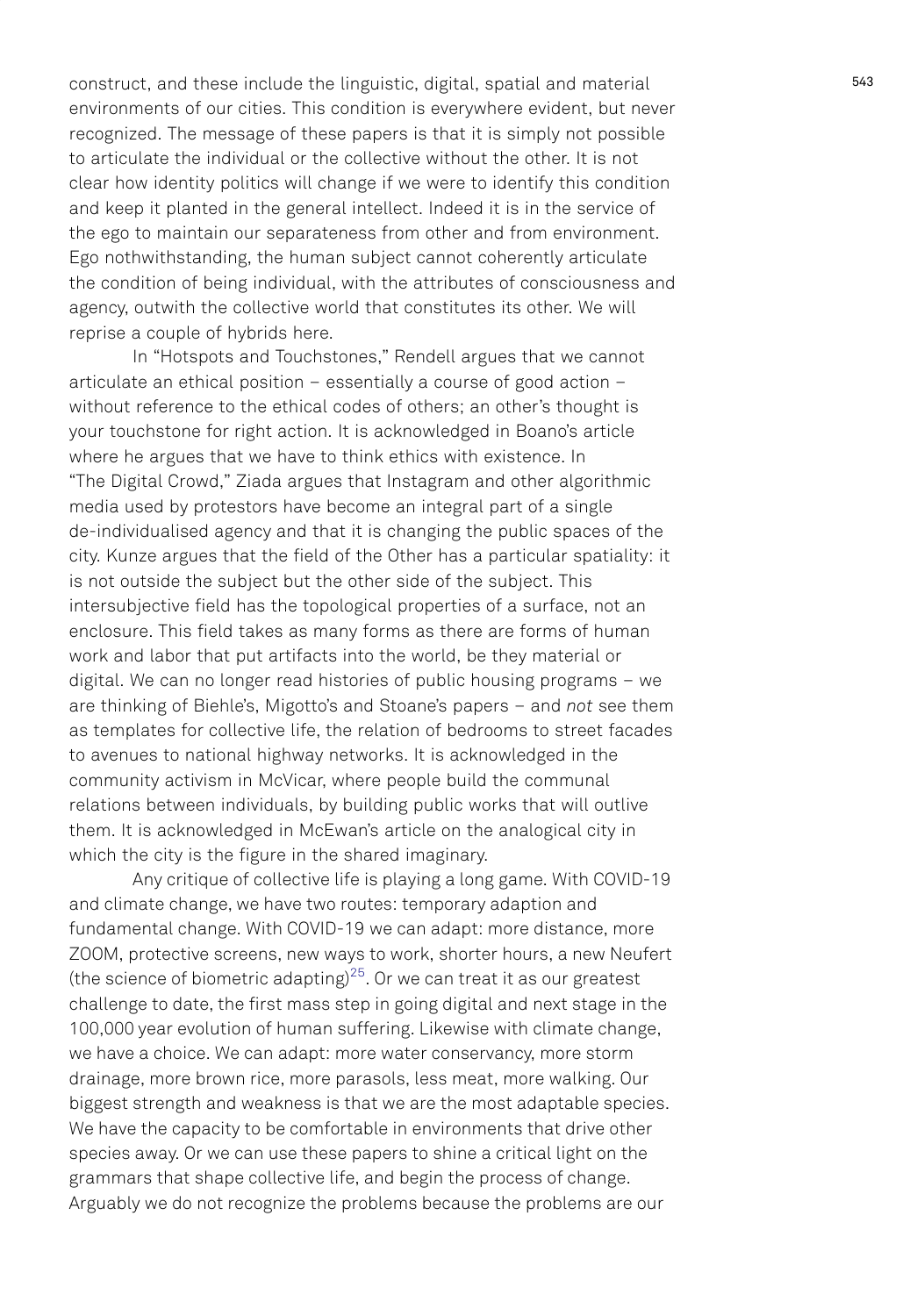construct, and these include the linguistic, digital, spatial and material environments of our cities. This condition is everywhere evident, but never recognized. The message of these papers is that it is simply not possible to articulate the individual or the collective without the other. It is not clear how identity politics will change if we were to identify this condition and keep it planted in the general intellect. Indeed it is in the service of the ego to maintain our separateness from other and from environment. Ego nothwithstanding, the human subject cannot coherently articulate the condition of being individual, with the attributes of consciousness and agency, outwith the collective world that constitutes its other. We will reprise a couple of hybrids here.

In "Hotspots and Touchstones," Rendell argues that we cannot articulate an ethical position – essentially a course of good action – without reference to the ethical codes of others; an other's thought is your touchstone for right action. It is acknowledged in Boano's article where he argues that we have to think ethics with existence. In "The Digital Crowd," Ziada argues that Instagram and other algorithmic media used by protestors have become an integral part of a single de-individualised agency and that it is changing the public spaces of the city. Kunze argues that the field of the Other has a particular spatiality: it is not outside the subject but the other side of the subject. This intersubjective field has the topological properties of a surface, not an enclosure. This field takes as many forms as there are forms of human work and labor that put artifacts into the world, be they material or digital. We can no longer read histories of public housing programs – we are thinking of Biehle's, Migotto's and Stoane's papers – and *not* see them as templates for collective life, the relation of bedrooms to street facades to avenues to national highway networks. It is acknowledged in the community activism in McVicar, where people build the communal relations between individuals, by building public works that will outlive them. It is acknowledged in McEwan's article on the analogical city in which the city is the figure in the shared imaginary.

Any critique of collective life is playing a long game. With COVID-19 and climate change, we have two routes: temporary adaption and fundamental change. With COVID-19 we can adapt: more distance, more ZOOM, protective screens, new ways to work, shorter hours, a new Neufert (the science of biometric adapting)[25]. Or we can treat it as our greatest challenge to date, the first mass step in going digital and next stage in the 100,000 year evolution of human suffering. Likewise with climate change, we have a choice. We can adapt: more water conservancy, more storm drainage, more brown rice, more parasols, less meat, more walking. Our biggest strength and weakness is that we are the most adaptable species. We have the capacity to be comfortable in environments that drive other species away. Or we can use these papers to shine a critical light on the grammars that shape collective life, and begin the process of change. Arguably we do not recognize the problems because the problems are our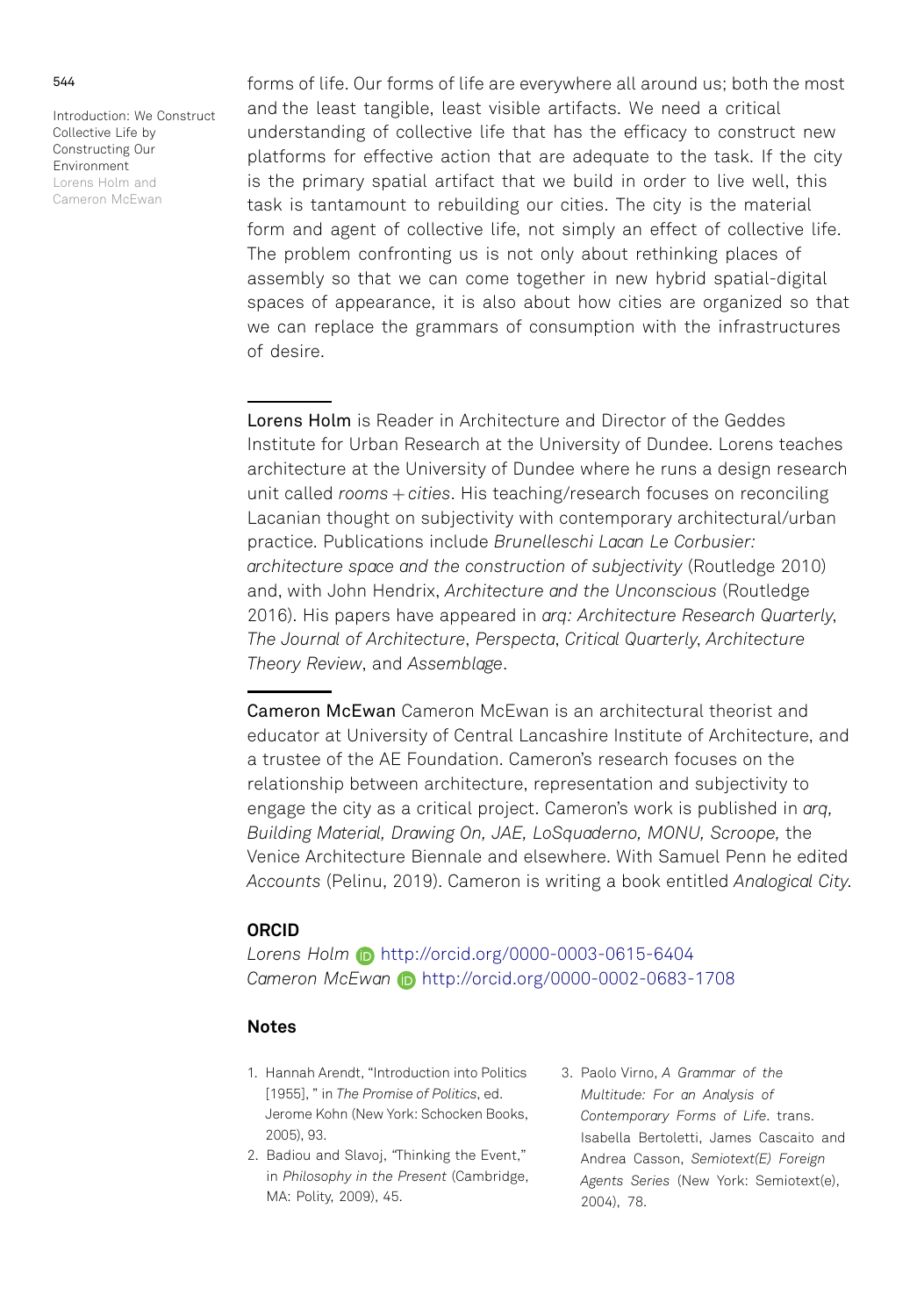forms of life. Our forms of life are everywhere all around us; both the most and the least tangible, least visible artifacts. We need a critical understanding of collective life that has the efficacy to construct new platforms for effective action that are adequate to the task. If the city is the primary spatial artifact that we build in order to live well, this task is tantamount to rebuilding our cities. The city is the material form and agent of collective life, not simply an effect of collective life. The problem confronting us is not only about rethinking places of assembly so that we can come together in new hybrid spatial-digital spaces of appearance, it is also about how cities are organized so that we can replace the grammars of consumption with the infrastructures of desire.

---

Lorens Holm is Reader in Architecture and Director of the Geddes Institute for Urban Research at the University of Dundee. Lorens teaches architecture at the University of Dundee where he runs a design research unit called *rooms + cities*. His teaching/research focuses on reconciling Lacanian thought on subjectivity with contemporary architectural/urban practice. Publications include *Brunelleschi Lacan Le Corbusier: architecture space and the construction of subjectivity* (Routledge 2010) and, with John Hendrix, *Architecture and the Unconscious* (Routledge 2016). His papers have appeared in *arq: Architecture Research Quarterly*, *The Journal of Architecture*, *Perspecta*, *Critical Quarterly*, *Architecture Theory Review*, and *Assemblage*.

---

Cameron McEwan Cameron McEwan is an architectural theorist and educator at University of Central Lancashire Institute of Architecture, and a trustee of the AE Foundation. Cameron's research focuses on the relationship between architecture, representation and subjectivity to engage the city as a critical project. Cameron's work is published in *arq, Building Material, Drawing On, JAE, LoSquaderno, MONU, Scroope,* the Venice Architecture Biennale and elsewhere. With Samuel Penn he edited *Accounts* (Pelinu, 2019). Cameron is writing a book entitled *Analogical City.*

## ORCID

*Lorens Holm* http://orcid.org/0000-0003-0615-6404
*Cameron McEwan* http://orcid.org/0000-0002-0683-1708

## Notes

1. Hannah Arendt, "Introduction into Politics [1955], " in *The Promise of Politics*, ed. Jerome Kohn (New York: Schocken Books, 2005), 93.
2. Badiou and Slavoj, "Thinking the Event," in *Philosophy in the Present* (Cambridge, MA: Polity, 2009), 45.
3. Paolo Virno, *A Grammar of the Multitude: For an Analysis of Contemporary Forms of Life*. trans. Isabella Bertoletti, James Cascaito and Andrea Casson, *Semiotext(E) Foreign Agents Series* (New York: Semiotext(e), 2004), 78.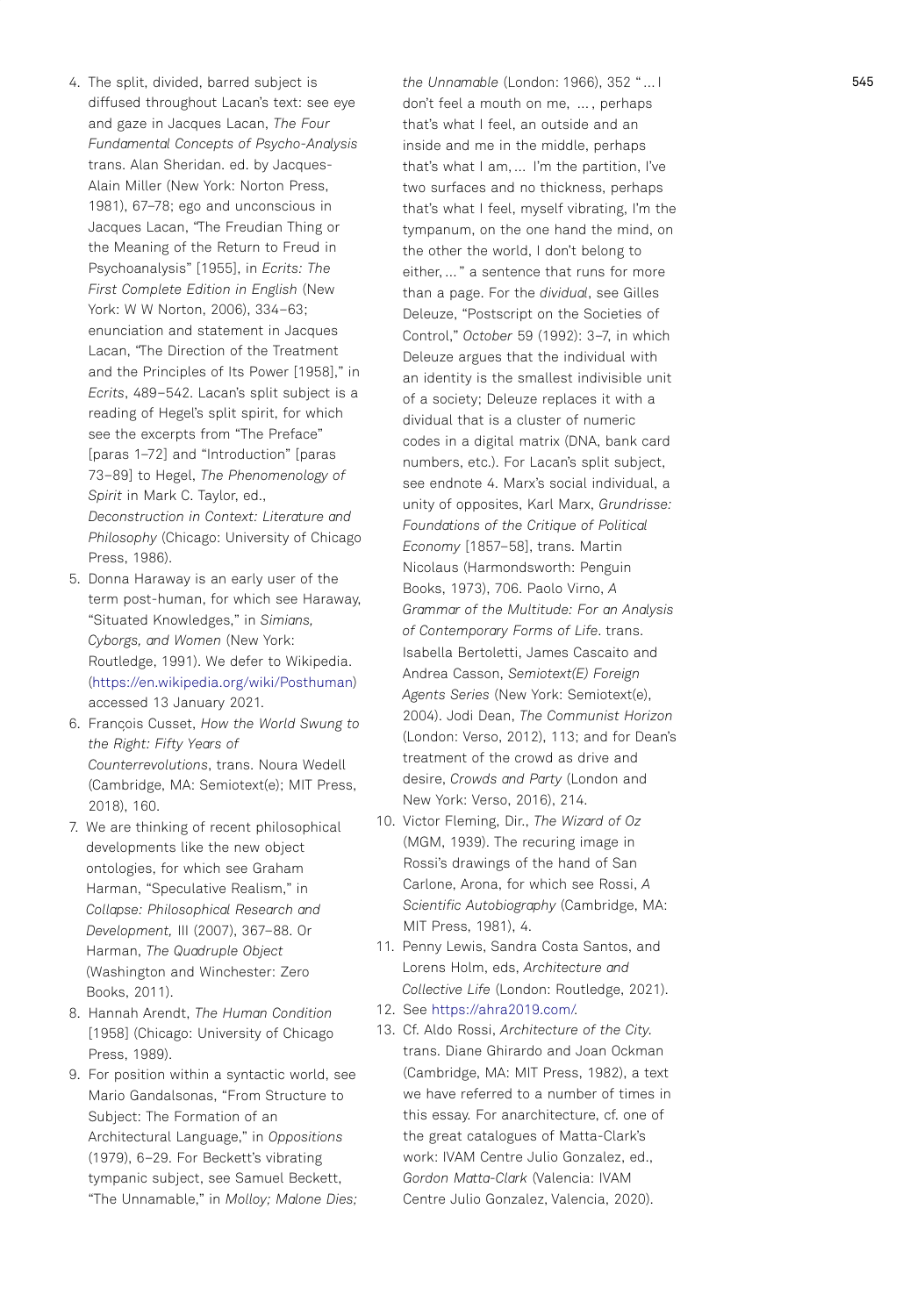4. The split, divided, barred subject is diffused throughout Lacan's text: see eye and gaze in Jacques Lacan, *The Four Fundamental Concepts of Psycho-Analysis* trans. Alan Sheridan. ed. by Jacques-Alain Miller (New York: Norton Press, 1981), 67–78; ego and unconscious in Jacques Lacan, "The Freudian Thing or the Meaning of the Return to Freud in Psychoanalysis" [1955], in *Ecrits: The First Complete Edition in English* (New York: W W Norton, 2006), 334–63; enunciation and statement in Jacques Lacan, "The Direction of the Treatment and the Principles of Its Power [1958]," in *Ecrits*, 489–542. Lacan's split subject is a reading of Hegel's split spirit, for which see the excerpts from "The Preface" [paras 1–72] and "Introduction" [paras 73–89] to Hegel, *The Phenomenology of Spirit* in Mark C. Taylor, ed., *Deconstruction in Context: Literature and Philosophy* (Chicago: University of Chicago Press, 1986).
5. Donna Haraway is an early user of the term post-human, for which see Haraway, "Situated Knowledges," in *Simians, Cyborgs, and Women* (New York: Routledge, 1991). We defer to Wikipedia. (https://en.wikipedia.org/wiki/Posthuman) accessed 13 January 2021.
6. François Cusset, *How the World Swung to the Right: Fifty Years of Counterrevolutions*, trans. Noura Wedell (Cambridge, MA: Semiotext(e); MIT Press, 2018), 160.
7. We are thinking of recent philosophical developments like the new object ontologies, for which see Graham Harman, "Speculative Realism," in *Collapse: Philosophical Research and Development,* III (2007), 367–88. Or Harman, *The Quadruple Object* (Washington and Winchester: Zero Books, 2011).
8. Hannah Arendt, *The Human Condition* [1958] (Chicago: University of Chicago Press, 1989).
9. For position within a syntactic world, see Mario Gandalsonas, "From Structure to Subject: The Formation of an Architectural Language," in *Oppositions* (1979), 6–29. For Beckett's vibrating tympanic subject, see Samuel Beckett, "The Unnamable," in *Molloy; Malone Dies; the Unnamable* (London: 1966), 352 "… I don't feel a mouth on me, …, perhaps that's what I feel, an outside and an inside and me in the middle, perhaps that's what I am, … I'm the partition, I've two surfaces and no thickness, perhaps that's what I feel, myself vibrating, I'm the tympanum, on the one hand the mind, on the other the world, I don't belong to either, … " a sentence that runs for more than a page. For the *dividual*, see Gilles Deleuze, "Postscript on the Societies of Control," *October* 59 (1992): 3–7, in which Deleuze argues that the individual with an identity is the smallest indivisible unit of a society; Deleuze replaces it with a dividual that is a cluster of numeric codes in a digital matrix (DNA, bank card numbers, etc.). For Lacan's split subject, see endnote 4. Marx's social individual, a unity of opposites, Karl Marx, *Grundrisse: Foundations of the Critique of Political Economy* [1857–58], trans. Martin Nicolaus (Harmondsworth: Penguin Books, 1973), 706. Paolo Virno, *A Grammar of the Multitude: For an Analysis of Contemporary Forms of Life*. trans. Isabella Bertoletti, James Cascaito and Andrea Casson, *Semiotext(E) Foreign Agents Series* (New York: Semiotext(e), 2004). Jodi Dean, *The Communist Horizon* (London: Verso, 2012), 113; and for Dean's treatment of the crowd as drive and desire, *Crowds and Party* (London and New York: Verso, 2016), 214.
10. Victor Fleming, Dir., *The Wizard of Oz* (MGM, 1939). The recuring image in Rossi's drawings of the hand of San Carlone, Arona, for which see Rossi, *A Scientific Autobiography* (Cambridge, MA: MIT Press, 1981), 4.
11. Penny Lewis, Sandra Costa Santos, and Lorens Holm, eds, *Architecture and Collective Life* (London: Routledge, 2021).
12. See https://ahra2019.com/.
13. Cf. Aldo Rossi, *Architecture of the City*. trans. Diane Ghirardo and Joan Ockman (Cambridge, MA: MIT Press, 1982), a text we have referred to a number of times in this essay. For anarchitecture, cf. one of the great catalogues of Matta-Clark's work: IVAM Centre Julio Gonzalez, ed., *Gordon Matta-Clark* (Valencia: IVAM Centre Julio Gonzalez, Valencia, 2020).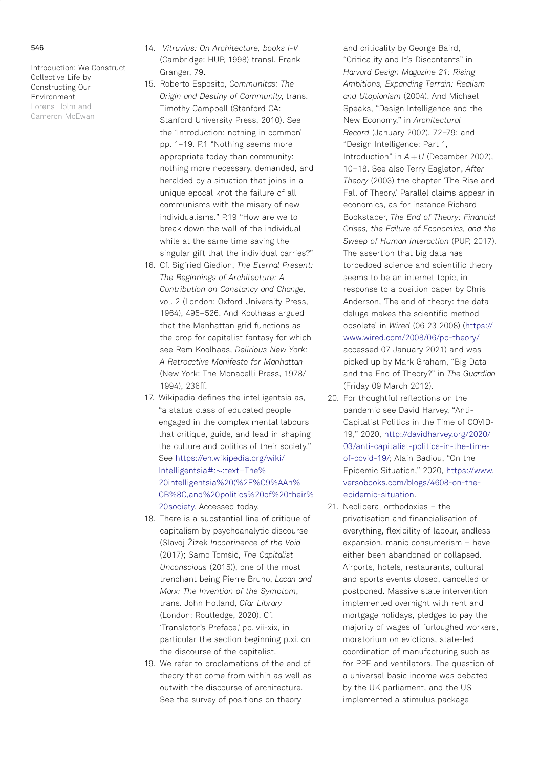14. *Vitruvius: On Architecture, books I-V* (Cambridge: HUP, 1998) transl. Frank Granger, 79.
15. Roberto Esposito, *Communitas: The Origin and Destiny of Community*, trans. Timothy Campbell (Stanford CA: Stanford University Press, 2010). See the 'Introduction: nothing in common' pp. 1–19. P.1 "Nothing seems more appropriate today than community: nothing more necessary, demanded, and heralded by a situation that joins in a unique epocal knot the failure of all communisms with the misery of new individualisms." P.19 "How are we to break down the wall of the individual while at the same time saving the singular gift that the individual carries?"
16. Cf. Sigfried Giedion, *The Eternal Present: The Beginnings of Architecture: A Contribution on Constancy and Change*, vol. 2 (London: Oxford University Press, 1964), 495–526. And Koolhaas argued that the Manhattan grid functions as the prop for capitalist fantasy for which see Rem Koolhaas, *Delirious New York: A Retroactive Manifesto for Manhattan* (New York: The Monacelli Press, 1978/1994), 236ff.
17. Wikipedia defines the intelligentsia as, "a status class of educated people engaged in the complex mental labours that critique, guide, and lead in shaping the culture and politics of their society." See https://en.wikipedia.org/wiki/Intelligentsia#:~:text=The%20intelligentsia%20(%2F%C9%AAn%CB%8C,and%20politics%20of%20their%20society. Accessed today.
18. There is a substantial line of critique of capitalism by psychoanalytic discourse (Slavoj Žižek *Incontinence of the Void* (2017); Samo Tomšič, *The Capitalist Unconscious* (2015)), one of the most trenchant being Pierre Bruno, *Lacan and Marx: The Invention of the Symptom*, trans. John Holland, *Cfar Library* (London: Routledge, 2020). Cf. 'Translator's Preface,' pp. vii-xix, in particular the section beginning p.xi. on the discourse of the capitalist.
19. We refer to proclamations of the end of theory that come from within as well as outwith the discourse of architecture. See the survey of positions on theory and criticality by George Baird, "Criticality and It's Discontents" in *Harvard Design Magazine 21: Rising Ambitions, Expanding Terrain: Realism and Utopianism* (2004). And Michael Speaks, "Design Intelligence and the New Economy," in *Architectural Record* (January 2002), 72–79; and "Design Intelligence: Part 1, Introduction" in *A+U* (December 2002), 10–18. See also Terry Eagleton, *After Theory* (2003) the chapter 'The Rise and Fall of Theory.' Parallel claims appear in economics, as for instance Richard Bookstaber, *The End of Theory: Financial Crises, the Failure of Economics, and the Sweep of Human Interaction* (PUP, 2017). The assertion that big data has torpedoed science and scientific theory seems to be an internet topic, in response to a position paper by Chris Anderson, 'The end of theory: the data deluge makes the scientific method obsolete' in *Wired* (06 23 2008) (https://www.wired.com/2008/06/pb-theory/ accessed 07 January 2021) and was picked up by Mark Graham, "Big Data and the End of Theory?" in *The Guardian* (Friday 09 March 2012).
20. For thoughtful reflections on the pandemic see David Harvey, "Anti-Capitalist Politics in the Time of COVID-19," 2020, http://davidharvey.org/2020/03/anti-capitalist-politics-in-the-time-of-covid-19/; Alain Badiou, "On the Epidemic Situation," 2020, https://www.versobooks.com/blogs/4608-on-the-epidemic-situation.
21. Neoliberal orthodoxies – the privatisation and financialisation of everything, flexibility of labour, endless expansion, manic consumerism – have either been abandoned or collapsed. Airports, hotels, restaurants, cultural and sports events closed, cancelled or postponed. Massive state intervention implemented overnight with rent and mortgage holidays, pledges to pay the majority of wages of furloughed workers, moratorium on evictions, state-led coordination of manufacturing such as for PPE and ventilators. The question of a universal basic income was debated by the UK parliament, and the US implemented a stimulus package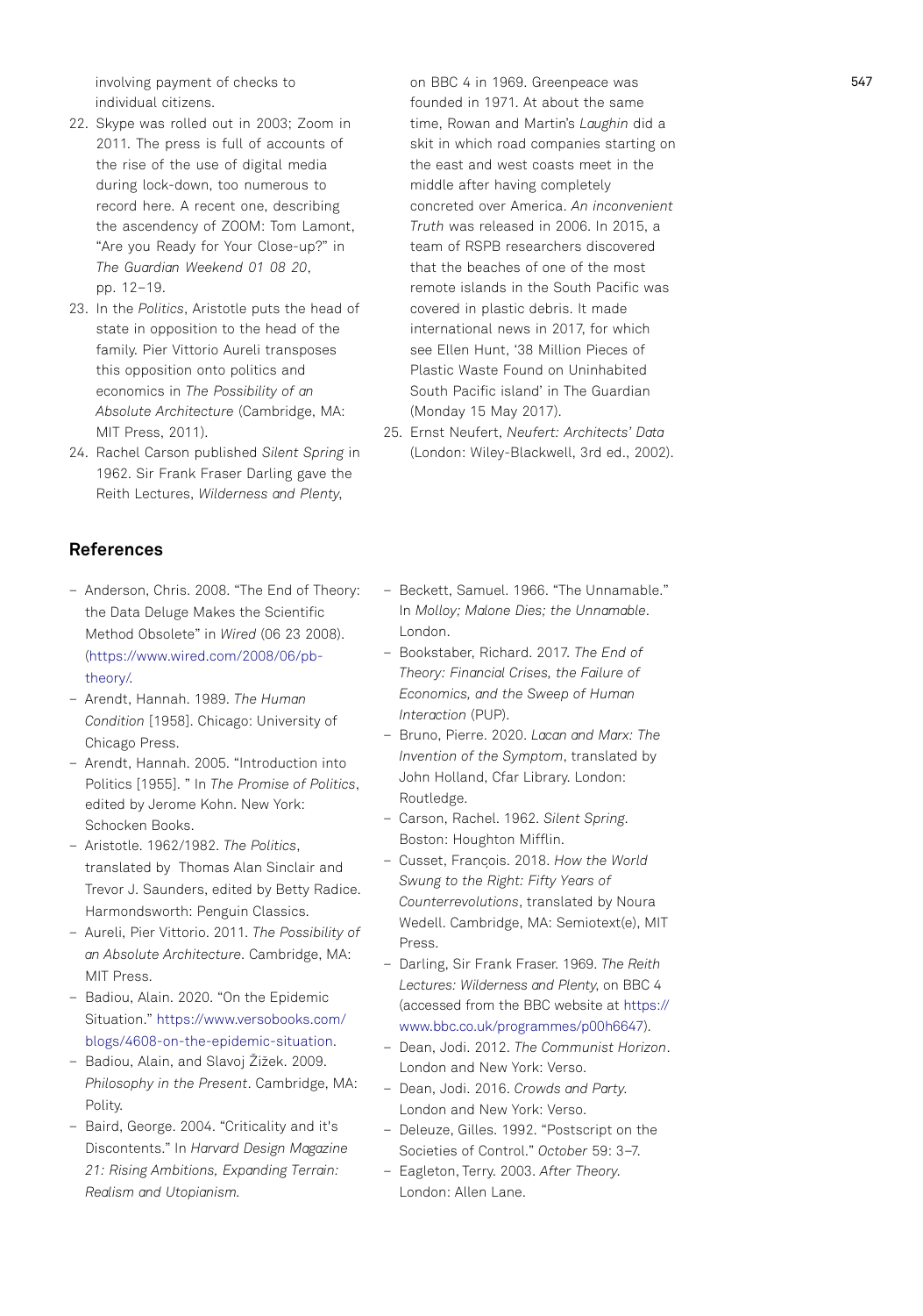involving payment of checks to individual citizens.

22. Skype was rolled out in 2003; Zoom in 2011. The press is full of accounts of the rise of the use of digital media during lock-down, too numerous to record here. A recent one, describing the ascendency of ZOOM: Tom Lamont, "Are you Ready for Your Close-up?" in *The Guardian Weekend 01 08 20*, pp. 12–19.
23. In the *Politics*, Aristotle puts the head of state in opposition to the head of the family. Pier Vittorio Aureli transposes this opposition onto politics and economics in *The Possibility of an Absolute Architecture* (Cambridge, MA: MIT Press, 2011).
24. Rachel Carson published *Silent Spring* in 1962. Sir Frank Fraser Darling gave the Reith Lectures, *Wilderness and Plenty*, on BBC 4 in 1969. Greenpeace was founded in 1971. At about the same time, Rowan and Martin's *Laughin* did a skit in which road companies starting on the east and west coasts meet in the middle after having completely concreted over America. *An inconvenient Truth* was released in 2006. In 2015, a team of RSPB researchers discovered that the beaches of one of the most remote islands in the South Pacific was covered in plastic debris. It made international news in 2017, for which see Ellen Hunt, '38 Million Pieces of Plastic Waste Found on Uninhabited South Pacific island' in The Guardian (Monday 15 May 2017).
25. Ernst Neufert, *Neufert: Architects' Data* (London: Wiley-Blackwell, 3rd ed., 2002).

## References

- Anderson, Chris. 2008. "The End of Theory: the Data Deluge Makes the Scientific Method Obsolete" in *Wired* (06 23 2008). (https://www.wired.com/2008/06/pb-theory/.
- Arendt, Hannah. 1989. *The Human Condition* [1958]. Chicago: University of Chicago Press.
- Arendt, Hannah. 2005. "Introduction into Politics [1955]. " In *The Promise of Politics*, edited by Jerome Kohn. New York: Schocken Books.
- Aristotle. 1962/1982. *The Politics*, translated by Thomas Alan Sinclair and Trevor J. Saunders, edited by Betty Radice. Harmondsworth: Penguin Classics.
- Aureli, Pier Vittorio. 2011. *The Possibility of an Absolute Architecture*. Cambridge, MA: MIT Press.
- Badiou, Alain. 2020. "On the Epidemic Situation." https://www.versobooks.com/blogs/4608-on-the-epidemic-situation.
- Badiou, Alain, and Slavoj Žižek. 2009. *Philosophy in the Present*. Cambridge, MA: Polity.
- Baird, George. 2004. "Criticality and it's Discontents." In *Harvard Design Magazine 21: Rising Ambitions, Expanding Terrain: Realism and Utopianism.*
- Beckett, Samuel. 1966. "The Unnamable." In *Molloy; Malone Dies; the Unnamable*. London.
- Bookstaber, Richard. 2017. *The End of Theory: Financial Crises, the Failure of Economics, and the Sweep of Human Interaction* (PUP).
- Bruno, Pierre. 2020. *Lacan and Marx: The Invention of the Symptom*, translated by John Holland, Cfar Library. London: Routledge.
- Carson, Rachel. 1962. *Silent Spring*. Boston: Houghton Mifflin.
- Cusset, François. 2018. *How the World Swung to the Right: Fifty Years of Counterrevolutions*, translated by Noura Wedell. Cambridge, MA: Semiotext(e), MIT Press.
- Darling, Sir Frank Fraser. 1969. *The Reith Lectures: Wilderness and Plenty*, on BBC 4 (accessed from the BBC website at https://www.bbc.co.uk/programmes/p00h6647).
- Dean, Jodi. 2012. *The Communist Horizon*. London and New York: Verso.
- Dean, Jodi. 2016. *Crowds and Party*. London and New York: Verso.
- Deleuze, Gilles. 1992. "Postscript on the Societies of Control." *October* 59: 3–7.
- Eagleton, Terry. 2003. *After Theory*. London: Allen Lane.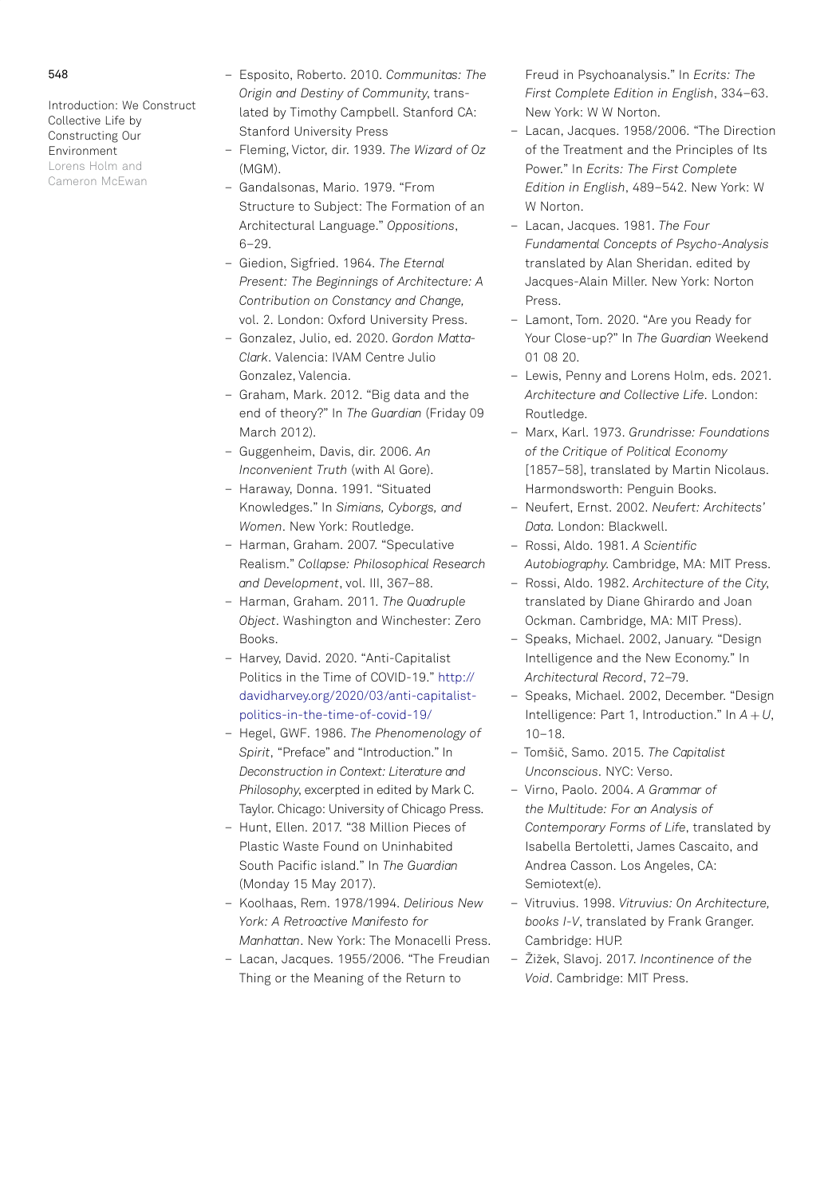- Esposito, Roberto. 2010. *Communitas: The Origin and Destiny of Community*, translated by Timothy Campbell. Stanford CA: Stanford University Press
- Fleming, Victor, dir. 1939. *The Wizard of Oz* (MGM).
- Gandalsonas, Mario. 1979. "From Structure to Subject: The Formation of an Architectural Language." *Oppositions*, 6–29.
- Giedion, Sigfried. 1964. *The Eternal Present: The Beginnings of Architecture: A Contribution on Constancy and Change,* vol. 2. London: Oxford University Press.
- Gonzalez, Julio, ed. 2020. *Gordon Matta-Clark*. Valencia: IVAM Centre Julio Gonzalez, Valencia.
- Graham, Mark. 2012. "Big data and the end of theory?" In *The Guardian* (Friday 09 March 2012).
- Guggenheim, Davis, dir. 2006. *An Inconvenient Truth* (with Al Gore).
- Haraway, Donna. 1991. "Situated Knowledges." In *Simians, Cyborgs, and Women*. New York: Routledge.
- Harman, Graham. 2007. "Speculative Realism." *Collapse: Philosophical Research and Development*, vol. III, 367–88.
- Harman, Graham. 2011. *The Quadruple Object*. Washington and Winchester: Zero Books.
- Harvey, David. 2020. "Anti-Capitalist Politics in the Time of COVID-19." http://davidharvey.org/2020/03/anti-capitalist-politics-in-the-time-of-covid-19/
- Hegel, GWF. 1986. *The Phenomenology of Spirit*, "Preface" and "Introduction." In *Deconstruction in Context: Literature and Philosophy*, excerpted in edited by Mark C. Taylor. Chicago: University of Chicago Press.
- Hunt, Ellen. 2017. "38 Million Pieces of Plastic Waste Found on Uninhabited South Pacific island." In *The Guardian* (Monday 15 May 2017).
- Koolhaas, Rem. 1978/1994. *Delirious New York: A Retroactive Manifesto for Manhattan*. New York: The Monacelli Press.
- Lacan, Jacques. 1955/2006. "The Freudian Thing or the Meaning of the Return to Freud in Psychoanalysis." In *Ecrits: The First Complete Edition in English*, 334–63. New York: W W Norton.
- Lacan, Jacques. 1958/2006. "The Direction of the Treatment and the Principles of Its Power." In *Ecrits: The First Complete Edition in English*, 489–542. New York: W W Norton.
- Lacan, Jacques. 1981. *The Four Fundamental Concepts of Psycho-Analysis* translated by Alan Sheridan. edited by Jacques-Alain Miller. New York: Norton Press.
- Lamont, Tom. 2020. "Are you Ready for Your Close-up?" In *The Guardian* Weekend 01 08 20.
- Lewis, Penny and Lorens Holm, eds. 2021. *Architecture and Collective Life*. London: Routledge.
- Marx, Karl. 1973. *Grundrisse: Foundations of the Critique of Political Economy* [1857–58], translated by Martin Nicolaus. Harmondsworth: Penguin Books.
- Neufert, Ernst. 2002. *Neufert: Architects' Data*. London: Blackwell.
- Rossi, Aldo. 1981. *A Scientific Autobiography*. Cambridge, MA: MIT Press.
- Rossi, Aldo. 1982. *Architecture of the City*, translated by Diane Ghirardo and Joan Ockman. Cambridge, MA: MIT Press).
- Speaks, Michael. 2002, January. "Design Intelligence and the New Economy." In *Architectural Record*, 72–79.
- Speaks, Michael. 2002, December. "Design Intelligence: Part 1, Introduction." In *A+U*, 10–18.
- Tomšič, Samo. 2015. *The Capitalist Unconscious*. NYC: Verso.
- Virno, Paolo. 2004. *A Grammar of the Multitude: For an Analysis of Contemporary Forms of Life*, translated by Isabella Bertoletti, James Cascaito, and Andrea Casson. Los Angeles, CA: Semiotext(e).
- Vitruvius. 1998. *Vitruvius: On Architecture, books I-V*, translated by Frank Granger. Cambridge: HUP.
- Žižek, Slavoj. 2017. *Incontinence of the Void*. Cambridge: MIT Press.